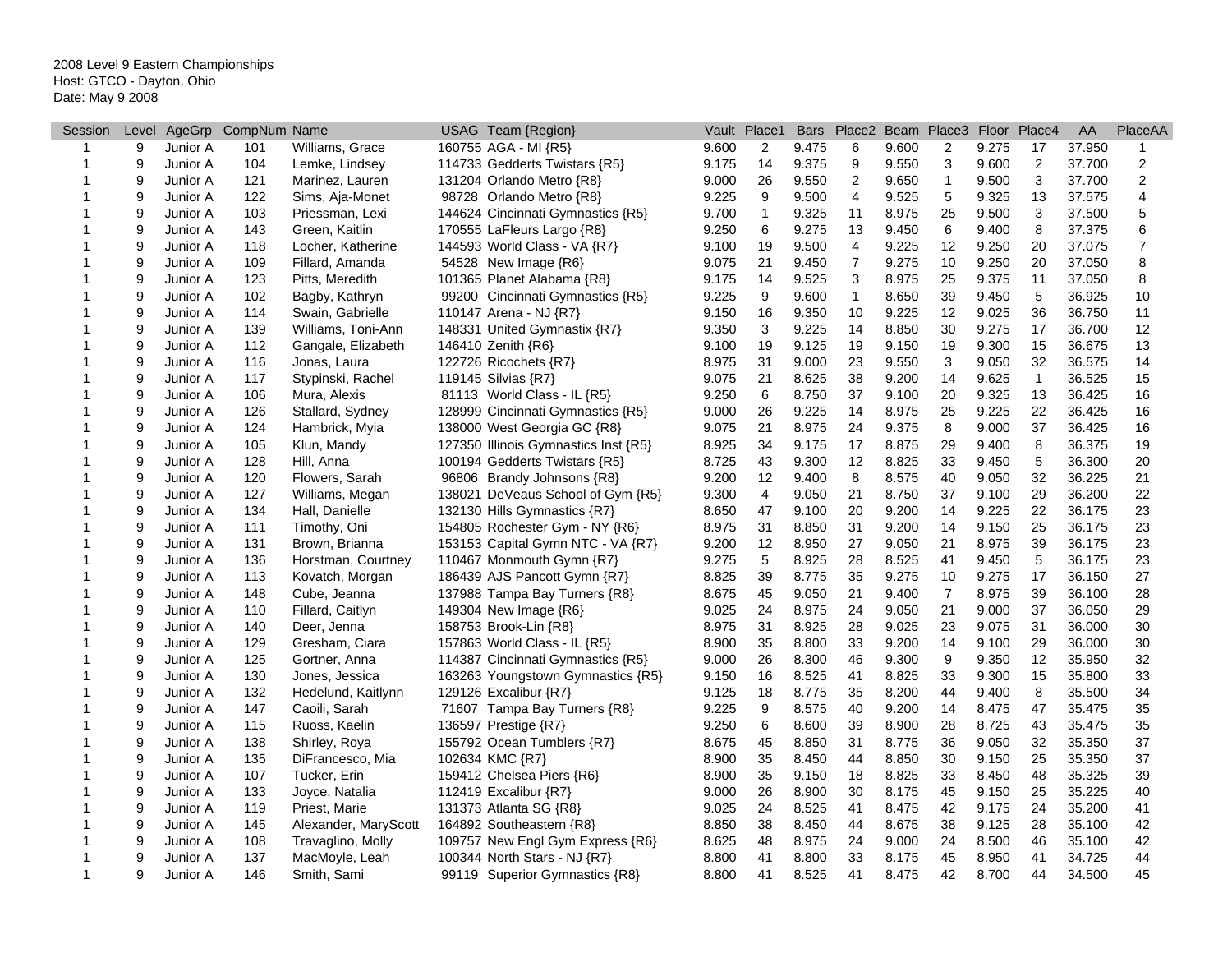2008 Level 9 Eastern Championships
Host: GTCO - Dayton, Ohio
Date: May 9 2008

| Session | Level | AgeGrp | CompNum | Name | USAG | Team {Region} | Vault | Place1 | Bars | Place2 | Beam | Place3 | Floor | Place4 | AA | PlaceAA |
|---|---|---|---|---|---|---|---|---|---|---|---|---|---|---|---|---|
| 1 | 9 | Junior A | 101 | Williams, Grace | 160755 | AGA - MI {R5} | 9.600 | 2 | 9.475 | 6 | 9.600 | 2 | 9.275 | 17 | 37.950 | 1 |
| 1 | 9 | Junior A | 104 | Lemke, Lindsey | 114733 | Gedderts Twistars {R5} | 9.175 | 14 | 9.375 | 9 | 9.550 | 3 | 9.600 | 2 | 37.700 | 2 |
| 1 | 9 | Junior A | 121 | Marinez, Lauren | 131204 | Orlando Metro {R8} | 9.000 | 26 | 9.550 | 2 | 9.650 | 1 | 9.500 | 3 | 37.700 | 2 |
| 1 | 9 | Junior A | 122 | Sims, Aja-Monet | 98728 | Orlando Metro {R8} | 9.225 | 9 | 9.500 | 4 | 9.525 | 5 | 9.325 | 13 | 37.575 | 4 |
| 1 | 9 | Junior A | 103 | Priessman, Lexi | 144624 | Cincinnati Gymnastics {R5} | 9.700 | 1 | 9.325 | 11 | 8.975 | 25 | 9.500 | 3 | 37.500 | 5 |
| 1 | 9 | Junior A | 143 | Green, Kaitlin | 170555 | LaFleurs Largo {R8} | 9.250 | 6 | 9.275 | 13 | 9.450 | 6 | 9.400 | 8 | 37.375 | 6 |
| 1 | 9 | Junior A | 118 | Locher, Katherine | 144593 | World Class - VA {R7} | 9.100 | 19 | 9.500 | 4 | 9.225 | 12 | 9.250 | 20 | 37.075 | 7 |
| 1 | 9 | Junior A | 109 | Fillard, Amanda | 54528 | New Image {R6} | 9.075 | 21 | 9.450 | 7 | 9.275 | 10 | 9.250 | 20 | 37.050 | 8 |
| 1 | 9 | Junior A | 123 | Pitts, Meredith | 101365 | Planet Alabama {R8} | 9.175 | 14 | 9.525 | 3 | 8.975 | 25 | 9.375 | 11 | 37.050 | 8 |
| 1 | 9 | Junior A | 102 | Bagby, Kathryn | 99200 | Cincinnati Gymnastics {R5} | 9.225 | 9 | 9.600 | 1 | 8.650 | 39 | 9.450 | 5 | 36.925 | 10 |
| 1 | 9 | Junior A | 114 | Swain, Gabrielle | 110147 | Arena - NJ {R7} | 9.150 | 16 | 9.350 | 10 | 9.225 | 12 | 9.025 | 36 | 36.750 | 11 |
| 1 | 9 | Junior A | 139 | Williams, Toni-Ann | 148331 | United Gymnastix {R7} | 9.350 | 3 | 9.225 | 14 | 8.850 | 30 | 9.275 | 17 | 36.700 | 12 |
| 1 | 9 | Junior A | 112 | Gangale, Elizabeth | 146410 | Zenith {R6} | 9.100 | 19 | 9.125 | 19 | 9.150 | 19 | 9.300 | 15 | 36.675 | 13 |
| 1 | 9 | Junior A | 116 | Jonas, Laura | 122726 | Ricochets {R7} | 8.975 | 31 | 9.000 | 23 | 9.550 | 3 | 9.050 | 32 | 36.575 | 14 |
| 1 | 9 | Junior A | 117 | Stypinski, Rachel | 119145 | Silvias {R7} | 9.075 | 21 | 8.625 | 38 | 9.200 | 14 | 9.625 | 1 | 36.525 | 15 |
| 1 | 9 | Junior A | 106 | Mura, Alexis | 81113 | World Class - IL {R5} | 9.250 | 6 | 8.750 | 37 | 9.100 | 20 | 9.325 | 13 | 36.425 | 16 |
| 1 | 9 | Junior A | 126 | Stallard, Sydney | 128999 | Cincinnati Gymnastics {R5} | 9.000 | 26 | 9.225 | 14 | 8.975 | 25 | 9.225 | 22 | 36.425 | 16 |
| 1 | 9 | Junior A | 124 | Hambrick, Myia | 138000 | West Georgia GC {R8} | 9.075 | 21 | 8.975 | 24 | 9.375 | 8 | 9.000 | 37 | 36.425 | 16 |
| 1 | 9 | Junior A | 105 | Klun, Mandy | 127350 | Illinois Gymnastics Inst {R5} | 8.925 | 34 | 9.175 | 17 | 8.875 | 29 | 9.400 | 8 | 36.375 | 19 |
| 1 | 9 | Junior A | 128 | Hill, Anna | 100194 | Gedderts Twistars {R5} | 8.725 | 43 | 9.300 | 12 | 8.825 | 33 | 9.450 | 5 | 36.300 | 20 |
| 1 | 9 | Junior A | 120 | Flowers, Sarah | 96806 | Brandy Johnsons {R8} | 9.200 | 12 | 9.400 | 8 | 8.575 | 40 | 9.050 | 32 | 36.225 | 21 |
| 1 | 9 | Junior A | 127 | Williams, Megan | 138021 | DeVeaus School of Gym {R5} | 9.300 | 4 | 9.050 | 21 | 8.750 | 37 | 9.100 | 29 | 36.200 | 22 |
| 1 | 9 | Junior A | 134 | Hall, Danielle | 132130 | Hills Gymnastics {R7} | 8.650 | 47 | 9.100 | 20 | 9.200 | 14 | 9.225 | 22 | 36.175 | 23 |
| 1 | 9 | Junior A | 111 | Timothy, Oni | 154805 | Rochester Gym - NY {R6} | 8.975 | 31 | 8.850 | 31 | 9.200 | 14 | 9.150 | 25 | 36.175 | 23 |
| 1 | 9 | Junior A | 131 | Brown, Brianna | 153153 | Capital Gymn NTC - VA {R7} | 9.200 | 12 | 8.950 | 27 | 9.050 | 21 | 8.975 | 39 | 36.175 | 23 |
| 1 | 9 | Junior A | 136 | Horstman, Courtney | 110467 | Monmouth Gymn {R7} | 9.275 | 5 | 8.925 | 28 | 8.525 | 41 | 9.450 | 5 | 36.175 | 23 |
| 1 | 9 | Junior A | 113 | Kovatch, Morgan | 186439 | AJS Pancott Gymn {R7} | 8.825 | 39 | 8.775 | 35 | 9.275 | 10 | 9.275 | 17 | 36.150 | 27 |
| 1 | 9 | Junior A | 148 | Cube, Jeanna | 137988 | Tampa Bay Turners {R8} | 8.675 | 45 | 9.050 | 21 | 9.400 | 7 | 8.975 | 39 | 36.100 | 28 |
| 1 | 9 | Junior A | 110 | Fillard, Caitlyn | 149304 | New Image {R6} | 9.025 | 24 | 8.975 | 24 | 9.050 | 21 | 9.000 | 37 | 36.050 | 29 |
| 1 | 9 | Junior A | 140 | Deer, Jenna | 158753 | Brook-Lin {R8} | 8.975 | 31 | 8.925 | 28 | 9.025 | 23 | 9.075 | 31 | 36.000 | 30 |
| 1 | 9 | Junior A | 129 | Gresham, Ciara | 157863 | World Class - IL {R5} | 8.900 | 35 | 8.800 | 33 | 9.200 | 14 | 9.100 | 29 | 36.000 | 30 |
| 1 | 9 | Junior A | 125 | Gortner, Anna | 114387 | Cincinnati Gymnastics {R5} | 9.000 | 26 | 8.300 | 46 | 9.300 | 9 | 9.350 | 12 | 35.950 | 32 |
| 1 | 9 | Junior A | 130 | Jones, Jessica | 163263 | Youngstown Gymnastics {R5} | 9.150 | 16 | 8.525 | 41 | 8.825 | 33 | 9.300 | 15 | 35.800 | 33 |
| 1 | 9 | Junior A | 132 | Hedelund, Kaitlynn | 129126 | Excalibur {R7} | 9.125 | 18 | 8.775 | 35 | 8.200 | 44 | 9.400 | 8 | 35.500 | 34 |
| 1 | 9 | Junior A | 147 | Caoili, Sarah | 71607 | Tampa Bay Turners {R8} | 9.225 | 9 | 8.575 | 40 | 9.200 | 14 | 8.475 | 47 | 35.475 | 35 |
| 1 | 9 | Junior A | 115 | Ruoss, Kaelin | 136597 | Prestige {R7} | 9.250 | 6 | 8.600 | 39 | 8.900 | 28 | 8.725 | 43 | 35.475 | 35 |
| 1 | 9 | Junior A | 138 | Shirley, Roya | 155792 | Ocean Tumblers {R7} | 8.675 | 45 | 8.850 | 31 | 8.775 | 36 | 9.050 | 32 | 35.350 | 37 |
| 1 | 9 | Junior A | 135 | DiFrancesco, Mia | 102634 | KMC {R7} | 8.900 | 35 | 8.450 | 44 | 8.850 | 30 | 9.150 | 25 | 35.350 | 37 |
| 1 | 9 | Junior A | 107 | Tucker, Erin | 159412 | Chelsea Piers {R6} | 8.900 | 35 | 9.150 | 18 | 8.825 | 33 | 8.450 | 48 | 35.325 | 39 |
| 1 | 9 | Junior A | 133 | Joyce, Natalia | 112419 | Excalibur {R7} | 9.000 | 26 | 8.900 | 30 | 8.175 | 45 | 9.150 | 25 | 35.225 | 40 |
| 1 | 9 | Junior A | 119 | Priest, Marie | 131373 | Atlanta SG {R8} | 9.025 | 24 | 8.525 | 41 | 8.475 | 42 | 9.175 | 24 | 35.200 | 41 |
| 1 | 9 | Junior A | 145 | Alexander, MaryScott | 164892 | Southeastern {R8} | 8.850 | 38 | 8.450 | 44 | 8.675 | 38 | 9.125 | 28 | 35.100 | 42 |
| 1 | 9 | Junior A | 108 | Travaglino, Molly | 109757 | New Engl Gym Express {R6} | 8.625 | 48 | 8.975 | 24 | 9.000 | 24 | 8.500 | 46 | 35.100 | 42 |
| 1 | 9 | Junior A | 137 | MacMoyle, Leah | 100344 | North Stars - NJ {R7} | 8.800 | 41 | 8.800 | 33 | 8.175 | 45 | 8.950 | 41 | 34.725 | 44 |
| 1 | 9 | Junior A | 146 | Smith, Sami | 99119 | Superior Gymnastics {R8} | 8.800 | 41 | 8.525 | 41 | 8.475 | 42 | 8.700 | 44 | 34.500 | 45 |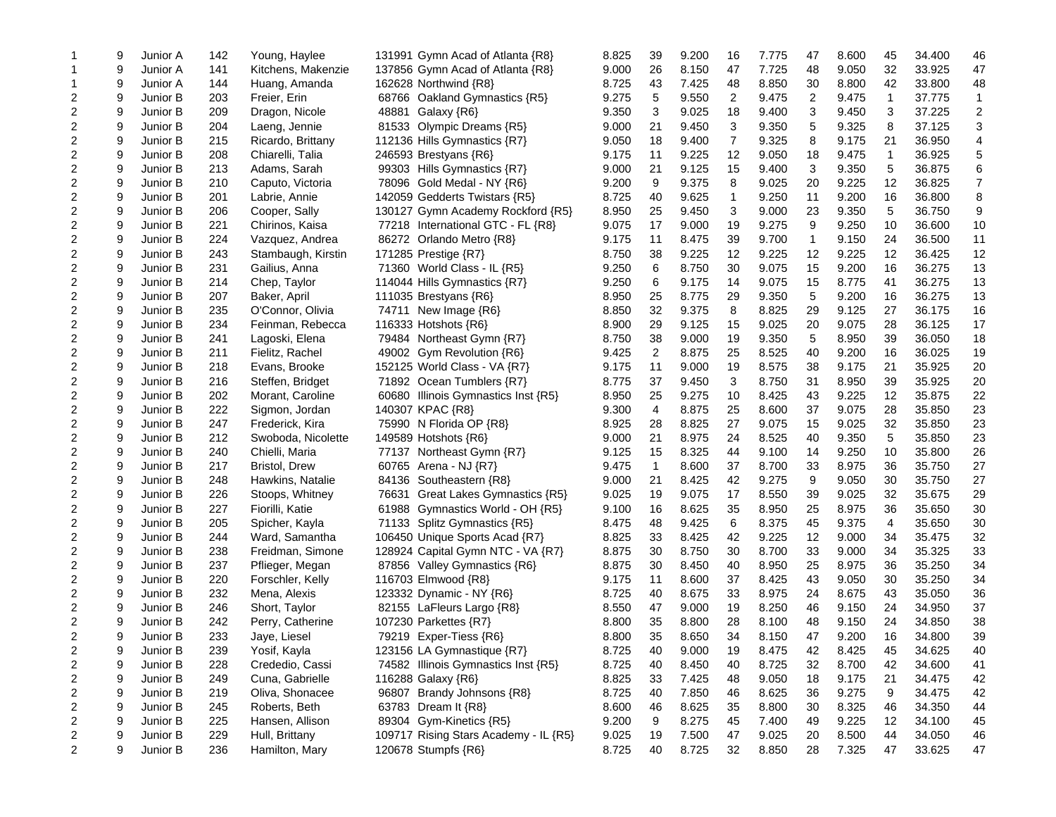| | | | | | | | | | | | | | | | | |
|---|---|---|---|---|---|---|---|---|---|---|---|---|---|---|---|---|
| 1 | 9 | Junior A | 142 | Young, Haylee | 131991 | Gymn Acad of Atlanta {R8} | 8.825 | 39 | 9.200 | 16 | 7.775 | 47 | 8.600 | 45 | 34.400 | 46 |
| 1 | 9 | Junior A | 141 | Kitchens, Makenzie | 137856 | Gymn Acad of Atlanta {R8} | 9.000 | 26 | 8.150 | 47 | 7.725 | 48 | 9.050 | 32 | 33.925 | 47 |
| 1 | 9 | Junior A | 144 | Huang, Amanda | 162628 | Northwind {R8} | 8.725 | 43 | 7.425 | 48 | 8.850 | 30 | 8.800 | 42 | 33.800 | 48 |
| 2 | 9 | Junior B | 203 | Freier, Erin | 68766 | Oakland Gymnastics {R5} | 9.275 | 5 | 9.550 | 2 | 9.475 | 2 | 9.475 | 1 | 37.775 | 1 |
| 2 | 9 | Junior B | 209 | Dragon, Nicole | 48881 | Galaxy {R6} | 9.350 | 3 | 9.025 | 18 | 9.400 | 3 | 9.450 | 3 | 37.225 | 2 |
| 2 | 9 | Junior B | 204 | Laeng, Jennie | 81533 | Olympic Dreams {R5} | 9.000 | 21 | 9.450 | 3 | 9.350 | 5 | 9.325 | 8 | 37.125 | 3 |
| 2 | 9 | Junior B | 215 | Ricardo, Brittany | 112136 | Hills Gymnastics {R7} | 9.050 | 18 | 9.400 | 7 | 9.325 | 8 | 9.175 | 21 | 36.950 | 4 |
| 2 | 9 | Junior B | 208 | Chiarelli, Talia | 246593 | Brestyans {R6} | 9.175 | 11 | 9.225 | 12 | 9.050 | 18 | 9.475 | 1 | 36.925 | 5 |
| 2 | 9 | Junior B | 213 | Adams, Sarah | 99303 | Hills Gymnastics {R7} | 9.000 | 21 | 9.125 | 15 | 9.400 | 3 | 9.350 | 5 | 36.875 | 6 |
| 2 | 9 | Junior B | 210 | Caputo, Victoria | 78096 | Gold Medal - NY {R6} | 9.200 | 9 | 9.375 | 8 | 9.025 | 20 | 9.225 | 12 | 36.825 | 7 |
| 2 | 9 | Junior B | 201 | Labrie, Annie | 142059 | Gedderts Twistars {R5} | 8.725 | 40 | 9.625 | 1 | 9.250 | 11 | 9.200 | 16 | 36.800 | 8 |
| 2 | 9 | Junior B | 206 | Cooper, Sally | 130127 | Gymn Academy Rockford {R5} | 8.950 | 25 | 9.450 | 3 | 9.000 | 23 | 9.350 | 5 | 36.750 | 9 |
| 2 | 9 | Junior B | 221 | Chirinos, Kaisa | 77218 | International GTC - FL {R8} | 9.075 | 17 | 9.000 | 19 | 9.275 | 9 | 9.250 | 10 | 36.600 | 10 |
| 2 | 9 | Junior B | 224 | Vazquez, Andrea | 86272 | Orlando Metro {R8} | 9.175 | 11 | 8.475 | 39 | 9.700 | 1 | 9.150 | 24 | 36.500 | 11 |
| 2 | 9 | Junior B | 243 | Stambaugh, Kirstin | 171285 | Prestige {R7} | 8.750 | 38 | 9.225 | 12 | 9.225 | 12 | 9.225 | 12 | 36.425 | 12 |
| 2 | 9 | Junior B | 231 | Gailius, Anna | 71360 | World Class - IL {R5} | 9.250 | 6 | 8.750 | 30 | 9.075 | 15 | 9.200 | 16 | 36.275 | 13 |
| 2 | 9 | Junior B | 214 | Chep, Taylor | 114044 | Hills Gymnastics {R7} | 9.250 | 6 | 9.175 | 14 | 9.075 | 15 | 8.775 | 41 | 36.275 | 13 |
| 2 | 9 | Junior B | 207 | Baker, April | 111035 | Brestyans {R6} | 8.950 | 25 | 8.775 | 29 | 9.350 | 5 | 9.200 | 16 | 36.275 | 13 |
| 2 | 9 | Junior B | 235 | O'Connor, Olivia | 74711 | New Image {R6} | 8.850 | 32 | 9.375 | 8 | 8.825 | 29 | 9.125 | 27 | 36.175 | 16 |
| 2 | 9 | Junior B | 234 | Feinman, Rebecca | 116333 | Hotshots {R6} | 8.900 | 29 | 9.125 | 15 | 9.025 | 20 | 9.075 | 28 | 36.125 | 17 |
| 2 | 9 | Junior B | 241 | Lagoski, Elena | 79484 | Northeast Gymn {R7} | 8.750 | 38 | 9.000 | 19 | 9.350 | 5 | 8.950 | 39 | 36.050 | 18 |
| 2 | 9 | Junior B | 211 | Fielitz, Rachel | 49002 | Gym Revolution {R6} | 9.425 | 2 | 8.875 | 25 | 8.525 | 40 | 9.200 | 16 | 36.025 | 19 |
| 2 | 9 | Junior B | 218 | Evans, Brooke | 152125 | World Class - VA {R7} | 9.175 | 11 | 9.000 | 19 | 8.575 | 38 | 9.175 | 21 | 35.925 | 20 |
| 2 | 9 | Junior B | 216 | Steffen, Bridget | 71892 | Ocean Tumblers {R7} | 8.775 | 37 | 9.450 | 3 | 8.750 | 31 | 8.950 | 39 | 35.925 | 20 |
| 2 | 9 | Junior B | 202 | Morant, Caroline | 60680 | Illinois Gymnastics Inst {R5} | 8.950 | 25 | 9.275 | 10 | 8.425 | 43 | 9.225 | 12 | 35.875 | 22 |
| 2 | 9 | Junior B | 222 | Sigmon, Jordan | 140307 | KPAC {R8} | 9.300 | 4 | 8.875 | 25 | 8.600 | 37 | 9.075 | 28 | 35.850 | 23 |
| 2 | 9 | Junior B | 247 | Frederick, Kira | 75990 | N Florida OP {R8} | 8.925 | 28 | 8.825 | 27 | 9.075 | 15 | 9.025 | 32 | 35.850 | 23 |
| 2 | 9 | Junior B | 212 | Swoboda, Nicolette | 149589 | Hotshots {R6} | 9.000 | 21 | 8.975 | 24 | 8.525 | 40 | 9.350 | 5 | 35.850 | 23 |
| 2 | 9 | Junior B | 240 | Chielli, Maria | 77137 | Northeast Gymn {R7} | 9.125 | 15 | 8.325 | 44 | 9.100 | 14 | 9.250 | 10 | 35.800 | 26 |
| 2 | 9 | Junior B | 217 | Bristol, Drew | 60765 | Arena - NJ {R7} | 9.475 | 1 | 8.600 | 37 | 8.700 | 33 | 8.975 | 36 | 35.750 | 27 |
| 2 | 9 | Junior B | 248 | Hawkins, Natalie | 84136 | Southeastern {R8} | 9.000 | 21 | 8.425 | 42 | 9.275 | 9 | 9.050 | 30 | 35.750 | 27 |
| 2 | 9 | Junior B | 226 | Stoops, Whitney | 76631 | Great Lakes Gymnastics {R5} | 9.025 | 19 | 9.075 | 17 | 8.550 | 39 | 9.025 | 32 | 35.675 | 29 |
| 2 | 9 | Junior B | 227 | Fiorilli, Katie | 61988 | Gymnastics World - OH {R5} | 9.100 | 16 | 8.625 | 35 | 8.950 | 25 | 8.975 | 36 | 35.650 | 30 |
| 2 | 9 | Junior B | 205 | Spicher, Kayla | 71133 | Splitz Gymnastics {R5} | 8.475 | 48 | 9.425 | 6 | 8.375 | 45 | 9.375 | 4 | 35.650 | 30 |
| 2 | 9 | Junior B | 244 | Ward, Samantha | 106450 | Unique Sports Acad {R7} | 8.825 | 33 | 8.425 | 42 | 9.225 | 12 | 9.000 | 34 | 35.475 | 32 |
| 2 | 9 | Junior B | 238 | Freidman, Simone | 128924 | Capital Gymn NTC - VA {R7} | 8.875 | 30 | 8.750 | 30 | 8.700 | 33 | 9.000 | 34 | 35.325 | 33 |
| 2 | 9 | Junior B | 237 | Pflieger, Megan | 87856 | Valley Gymnastics {R6} | 8.875 | 30 | 8.450 | 40 | 8.950 | 25 | 8.975 | 36 | 35.250 | 34 |
| 2 | 9 | Junior B | 220 | Forschler, Kelly | 116703 | Elmwood {R8} | 9.175 | 11 | 8.600 | 37 | 8.425 | 43 | 9.050 | 30 | 35.250 | 34 |
| 2 | 9 | Junior B | 232 | Mena, Alexis | 123332 | Dynamic - NY {R6} | 8.725 | 40 | 8.675 | 33 | 8.975 | 24 | 8.675 | 43 | 35.050 | 36 |
| 2 | 9 | Junior B | 246 | Short, Taylor | 82155 | LaFleurs Largo {R8} | 8.550 | 47 | 9.000 | 19 | 8.250 | 46 | 9.150 | 24 | 34.950 | 37 |
| 2 | 9 | Junior B | 242 | Perry, Catherine | 107230 | Parkettes {R7} | 8.800 | 35 | 8.800 | 28 | 8.100 | 48 | 9.150 | 24 | 34.850 | 38 |
| 2 | 9 | Junior B | 233 | Jaye, Liesel | 79219 | Exper-Tiess {R6} | 8.800 | 35 | 8.650 | 34 | 8.150 | 47 | 9.200 | 16 | 34.800 | 39 |
| 2 | 9 | Junior B | 239 | Yosif, Kayla | 123156 | LA Gymnastique {R7} | 8.725 | 40 | 9.000 | 19 | 8.475 | 42 | 8.425 | 45 | 34.625 | 40 |
| 2 | 9 | Junior B | 228 | Crededio, Cassi | 74582 | Illinois Gymnastics Inst {R5} | 8.725 | 40 | 8.450 | 40 | 8.725 | 32 | 8.700 | 42 | 34.600 | 41 |
| 2 | 9 | Junior B | 249 | Cuna, Gabrielle | 116288 | Galaxy {R6} | 8.825 | 33 | 7.425 | 48 | 9.050 | 18 | 9.175 | 21 | 34.475 | 42 |
| 2 | 9 | Junior B | 219 | Oliva, Shonacee | 96807 | Brandy Johnsons {R8} | 8.725 | 40 | 7.850 | 46 | 8.625 | 36 | 9.275 | 9 | 34.475 | 42 |
| 2 | 9 | Junior B | 245 | Roberts, Beth | 63783 | Dream It {R8} | 8.600 | 46 | 8.625 | 35 | 8.800 | 30 | 8.325 | 46 | 34.350 | 44 |
| 2 | 9 | Junior B | 225 | Hansen, Allison | 89304 | Gym-Kinetics {R5} | 9.200 | 9 | 8.275 | 45 | 7.400 | 49 | 9.225 | 12 | 34.100 | 45 |
| 2 | 9 | Junior B | 229 | Hull, Brittany | 109717 | Rising Stars Academy - IL {R5} | 9.025 | 19 | 7.500 | 47 | 9.025 | 20 | 8.500 | 44 | 34.050 | 46 |
| 2 | 9 | Junior B | 236 | Hamilton, Mary | 120678 | Stumpfs {R6} | 8.725 | 40 | 8.725 | 32 | 8.850 | 28 | 7.325 | 47 | 33.625 | 47 |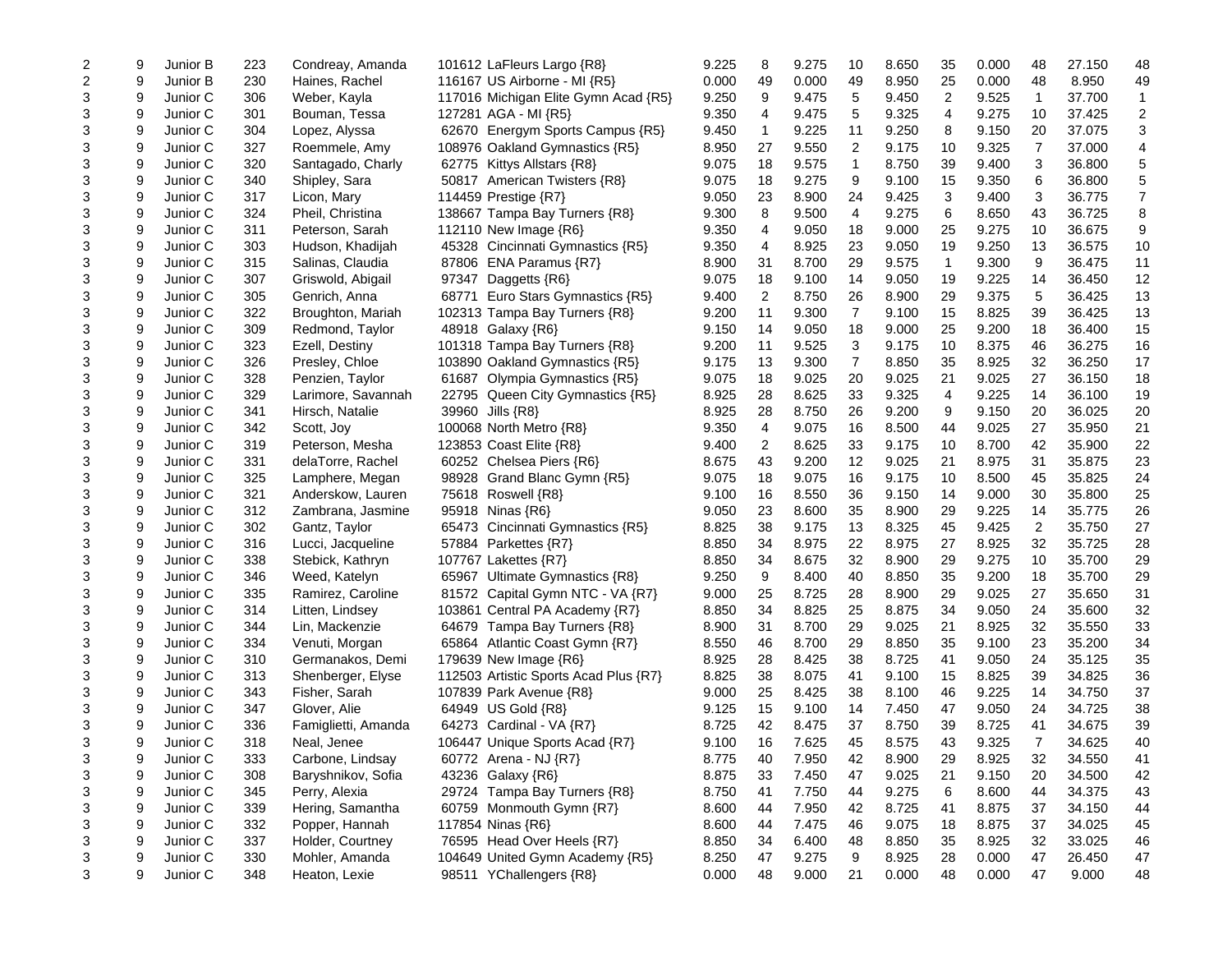| | | | | | | | | | | | | | | | |
|---|---|---|---|---|---|---|---|---|---|---|---|---|---|---|---|
| 2 | 9 | Junior B | 223 | Condreay, Amanda | 101612 LaFleurs Largo {R8} | 9.225 | 8 | 9.275 | 10 | 8.650 | 35 | 0.000 | 48 | 27.150 | 48 |
| 2 | 9 | Junior B | 230 | Haines, Rachel | 116167 US Airborne - MI {R5} | 0.000 | 49 | 0.000 | 49 | 8.950 | 25 | 0.000 | 48 | 8.950 | 49 |
| 3 | 9 | Junior C | 306 | Weber, Kayla | 117016 Michigan Elite Gymn Acad {R5} | 9.250 | 9 | 9.475 | 5 | 9.450 | 2 | 9.525 | 1 | 37.700 | 1 |
| 3 | 9 | Junior C | 301 | Bouman, Tessa | 127281 AGA - MI {R5} | 9.350 | 4 | 9.475 | 5 | 9.325 | 4 | 9.275 | 10 | 37.425 | 2 |
| 3 | 9 | Junior C | 304 | Lopez, Alyssa | 62670 Energym Sports Campus {R5} | 9.450 | 1 | 9.225 | 11 | 9.250 | 8 | 9.150 | 20 | 37.075 | 3 |
| 3 | 9 | Junior C | 327 | Roemmele, Amy | 108976 Oakland Gymnastics {R5} | 8.950 | 27 | 9.550 | 2 | 9.175 | 10 | 9.325 | 7 | 37.000 | 4 |
| 3 | 9 | Junior C | 320 | Santagado, Charly | 62775 Kittys Allstars {R8} | 9.075 | 18 | 9.575 | 1 | 8.750 | 39 | 9.400 | 3 | 36.800 | 5 |
| 3 | 9 | Junior C | 340 | Shipley, Sara | 50817 American Twisters {R8} | 9.075 | 18 | 9.275 | 9 | 9.100 | 15 | 9.350 | 6 | 36.800 | 5 |
| 3 | 9 | Junior C | 317 | Licon, Mary | 114459 Prestige {R7} | 9.050 | 23 | 8.900 | 24 | 9.425 | 3 | 9.400 | 3 | 36.775 | 7 |
| 3 | 9 | Junior C | 324 | Pheil, Christina | 138667 Tampa Bay Turners {R8} | 9.300 | 8 | 9.500 | 4 | 9.275 | 6 | 8.650 | 43 | 36.725 | 8 |
| 3 | 9 | Junior C | 311 | Peterson, Sarah | 112110 New Image {R6} | 9.350 | 4 | 9.050 | 18 | 9.000 | 25 | 9.275 | 10 | 36.675 | 9 |
| 3 | 9 | Junior C | 303 | Hudson, Khadijah | 45328 Cincinnati Gymnastics {R5} | 9.350 | 4 | 8.925 | 23 | 9.050 | 19 | 9.250 | 13 | 36.575 | 10 |
| 3 | 9 | Junior C | 315 | Salinas, Claudia | 87806 ENA Paramus {R7} | 8.900 | 31 | 8.700 | 29 | 9.575 | 1 | 9.300 | 9 | 36.475 | 11 |
| 3 | 9 | Junior C | 307 | Griswold, Abigail | 97347 Daggetts {R6} | 9.075 | 18 | 9.100 | 14 | 9.050 | 19 | 9.225 | 14 | 36.450 | 12 |
| 3 | 9 | Junior C | 305 | Genrich, Anna | 68771 Euro Stars Gymnastics {R5} | 9.400 | 2 | 8.750 | 26 | 8.900 | 29 | 9.375 | 5 | 36.425 | 13 |
| 3 | 9 | Junior C | 322 | Broughton, Mariah | 102313 Tampa Bay Turners {R8} | 9.200 | 11 | 9.300 | 7 | 9.100 | 15 | 8.825 | 39 | 36.425 | 13 |
| 3 | 9 | Junior C | 309 | Redmond, Taylor | 48918 Galaxy {R6} | 9.150 | 14 | 9.050 | 18 | 9.000 | 25 | 9.200 | 18 | 36.400 | 15 |
| 3 | 9 | Junior C | 323 | Ezell, Destiny | 101318 Tampa Bay Turners {R8} | 9.200 | 11 | 9.525 | 3 | 9.175 | 10 | 8.375 | 46 | 36.275 | 16 |
| 3 | 9 | Junior C | 326 | Presley, Chloe | 103890 Oakland Gymnastics {R5} | 9.175 | 13 | 9.300 | 7 | 8.850 | 35 | 8.925 | 32 | 36.250 | 17 |
| 3 | 9 | Junior C | 328 | Penzien, Taylor | 61687 Olympia Gymnastics {R5} | 9.075 | 18 | 9.025 | 20 | 9.025 | 21 | 9.025 | 27 | 36.150 | 18 |
| 3 | 9 | Junior C | 329 | Larimore, Savannah | 22795 Queen City Gymnastics {R5} | 8.925 | 28 | 8.625 | 33 | 9.325 | 4 | 9.225 | 14 | 36.100 | 19 |
| 3 | 9 | Junior C | 341 | Hirsch, Natalie | 39960 Jills {R8} | 8.925 | 28 | 8.750 | 26 | 9.200 | 9 | 9.150 | 20 | 36.025 | 20 |
| 3 | 9 | Junior C | 342 | Scott, Joy | 100068 North Metro {R8} | 9.350 | 4 | 9.075 | 16 | 8.500 | 44 | 9.025 | 27 | 35.950 | 21 |
| 3 | 9 | Junior C | 319 | Peterson, Mesha | 123853 Coast Elite {R8} | 9.400 | 2 | 8.625 | 33 | 9.175 | 10 | 8.700 | 42 | 35.900 | 22 |
| 3 | 9 | Junior C | 331 | delaTorre, Rachel | 60252 Chelsea Piers {R6} | 8.675 | 43 | 9.200 | 12 | 9.025 | 21 | 8.975 | 31 | 35.875 | 23 |
| 3 | 9 | Junior C | 325 | Lamphere, Megan | 98928 Grand Blanc Gymn {R5} | 9.075 | 18 | 9.075 | 16 | 9.175 | 10 | 8.500 | 45 | 35.825 | 24 |
| 3 | 9 | Junior C | 321 | Anderskow, Lauren | 75618 Roswell {R8} | 9.100 | 16 | 8.550 | 36 | 9.150 | 14 | 9.000 | 30 | 35.800 | 25 |
| 3 | 9 | Junior C | 312 | Zambrana, Jasmine | 95918 Ninas {R6} | 9.050 | 23 | 8.600 | 35 | 8.900 | 29 | 9.225 | 14 | 35.775 | 26 |
| 3 | 9 | Junior C | 302 | Gantz, Taylor | 65473 Cincinnati Gymnastics {R5} | 8.825 | 38 | 9.175 | 13 | 8.325 | 45 | 9.425 | 2 | 35.750 | 27 |
| 3 | 9 | Junior C | 316 | Lucci, Jacqueline | 57884 Parkettes {R7} | 8.850 | 34 | 8.975 | 22 | 8.975 | 27 | 8.925 | 32 | 35.725 | 28 |
| 3 | 9 | Junior C | 338 | Stebick, Kathryn | 107767 Lakettes {R7} | 8.850 | 34 | 8.675 | 32 | 8.900 | 29 | 9.275 | 10 | 35.700 | 29 |
| 3 | 9 | Junior C | 346 | Weed, Katelyn | 65967 Ultimate Gymnastics {R8} | 9.250 | 9 | 8.400 | 40 | 8.850 | 35 | 9.200 | 18 | 35.700 | 29 |
| 3 | 9 | Junior C | 335 | Ramirez, Caroline | 81572 Capital Gymn NTC - VA {R7} | 9.000 | 25 | 8.725 | 28 | 8.900 | 29 | 9.025 | 27 | 35.650 | 31 |
| 3 | 9 | Junior C | 314 | Litten, Lindsey | 103861 Central PA Academy {R7} | 8.850 | 34 | 8.825 | 25 | 8.875 | 34 | 9.050 | 24 | 35.600 | 32 |
| 3 | 9 | Junior C | 344 | Lin, Mackenzie | 64679 Tampa Bay Turners {R8} | 8.900 | 31 | 8.700 | 29 | 9.025 | 21 | 8.925 | 32 | 35.550 | 33 |
| 3 | 9 | Junior C | 334 | Venuti, Morgan | 65864 Atlantic Coast Gymn {R7} | 8.550 | 46 | 8.700 | 29 | 8.850 | 35 | 9.100 | 23 | 35.200 | 34 |
| 3 | 9 | Junior C | 310 | Germanakos, Demi | 179639 New Image {R6} | 8.925 | 28 | 8.425 | 38 | 8.725 | 41 | 9.050 | 24 | 35.125 | 35 |
| 3 | 9 | Junior C | 313 | Shenberger, Elyse | 112503 Artistic Sports Acad Plus {R7} | 8.825 | 38 | 8.075 | 41 | 9.100 | 15 | 8.825 | 39 | 34.825 | 36 |
| 3 | 9 | Junior C | 343 | Fisher, Sarah | 107839 Park Avenue {R8} | 9.000 | 25 | 8.425 | 38 | 8.100 | 46 | 9.225 | 14 | 34.750 | 37 |
| 3 | 9 | Junior C | 347 | Glover, Alie | 64949 US Gold {R8} | 9.125 | 15 | 9.100 | 14 | 7.450 | 47 | 9.050 | 24 | 34.725 | 38 |
| 3 | 9 | Junior C | 336 | Famiglietti, Amanda | 64273 Cardinal - VA {R7} | 8.725 | 42 | 8.475 | 37 | 8.750 | 39 | 8.725 | 41 | 34.675 | 39 |
| 3 | 9 | Junior C | 318 | Neal, Jenee | 106447 Unique Sports Acad {R7} | 9.100 | 16 | 7.625 | 45 | 8.575 | 43 | 9.325 | 7 | 34.625 | 40 |
| 3 | 9 | Junior C | 333 | Carbone, Lindsay | 60772 Arena - NJ {R7} | 8.775 | 40 | 7.950 | 42 | 8.900 | 29 | 8.925 | 32 | 34.550 | 41 |
| 3 | 9 | Junior C | 308 | Baryshnikov, Sofia | 43236 Galaxy {R6} | 8.875 | 33 | 7.450 | 47 | 9.025 | 21 | 9.150 | 20 | 34.500 | 42 |
| 3 | 9 | Junior C | 345 | Perry, Alexia | 29724 Tampa Bay Turners {R8} | 8.750 | 41 | 7.750 | 44 | 9.275 | 6 | 8.600 | 44 | 34.375 | 43 |
| 3 | 9 | Junior C | 339 | Hering, Samantha | 60759 Monmouth Gymn {R7} | 8.600 | 44 | 7.950 | 42 | 8.725 | 41 | 8.875 | 37 | 34.150 | 44 |
| 3 | 9 | Junior C | 332 | Popper, Hannah | 117854 Ninas {R6} | 8.600 | 44 | 7.475 | 46 | 9.075 | 18 | 8.875 | 37 | 34.025 | 45 |
| 3 | 9 | Junior C | 337 | Holder, Courtney | 76595 Head Over Heels {R7} | 8.850 | 34 | 6.400 | 48 | 8.850 | 35 | 8.925 | 32 | 33.025 | 46 |
| 3 | 9 | Junior C | 330 | Mohler, Amanda | 104649 United Gymn Academy {R5} | 8.250 | 47 | 9.275 | 9 | 8.925 | 28 | 0.000 | 47 | 26.450 | 47 |
| 3 | 9 | Junior C | 348 | Heaton, Lexie | 98511 YChallengers {R8} | 0.000 | 48 | 9.000 | 21 | 0.000 | 48 | 0.000 | 47 | 9.000 | 48 |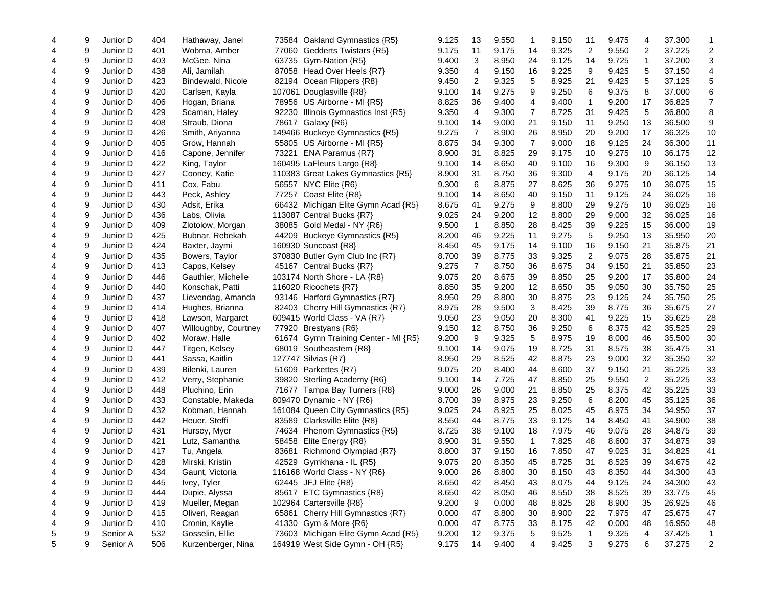| | | | | | | | | | | | | | | | | | |
|---|---|---|---|---|---|---|---|---|---|---|---|---|---|---|---|---|---|
| 4 | 9 | Junior D | 404 | Hathaway, Janel | 73584 | Oakland Gymnastics {R5} | 9.125 | 13 | 9.550 | 1 | 9.150 | 11 | 9.475 | 4 | 37.300 | 1 |
| 4 | 9 | Junior D | 401 | Wobma, Amber | 77060 | Gedderts Twistars {R5} | 9.175 | 11 | 9.175 | 14 | 9.325 | 2 | 9.550 | 2 | 37.225 | 2 |
| 4 | 9 | Junior D | 403 | McGee, Nina | 63735 | Gym-Nation {R5} | 9.400 | 3 | 8.950 | 24 | 9.125 | 14 | 9.725 | 1 | 37.200 | 3 |
| 4 | 9 | Junior D | 438 | Ali, Jamilah | 87058 | Head Over Heels {R7} | 9.350 | 4 | 9.150 | 16 | 9.225 | 9 | 9.425 | 5 | 37.150 | 4 |
| 4 | 9 | Junior D | 423 | Bindewald, Nicole | 82194 | Ocean Flippers {R8} | 9.450 | 2 | 9.325 | 5 | 8.925 | 21 | 9.425 | 5 | 37.125 | 5 |
| 4 | 9 | Junior D | 420 | Carlsen, Kayla | 107061 | Douglasville {R8} | 9.100 | 14 | 9.275 | 9 | 9.250 | 6 | 9.375 | 8 | 37.000 | 6 |
| 4 | 9 | Junior D | 406 | Hogan, Briana | 78956 | US Airborne - MI {R5} | 8.825 | 36 | 9.400 | 4 | 9.400 | 1 | 9.200 | 17 | 36.825 | 7 |
| 4 | 9 | Junior D | 429 | Scaman, Haley | 92230 | Illinois Gymnastics Inst {R5} | 9.350 | 4 | 9.300 | 7 | 8.725 | 31 | 9.425 | 5 | 36.800 | 8 |
| 4 | 9 | Junior D | 408 | Straub, Diona | 78617 | Galaxy {R6} | 9.100 | 14 | 9.000 | 21 | 9.150 | 11 | 9.250 | 13 | 36.500 | 9 |
| 4 | 9 | Junior D | 426 | Smith, Ariyanna | 149466 | Buckeye Gymnastics {R5} | 9.275 | 7 | 8.900 | 26 | 8.950 | 20 | 9.200 | 17 | 36.325 | 10 |
| 4 | 9 | Junior D | 405 | Grow, Hannah | 55805 | US Airborne - MI {R5} | 8.875 | 34 | 9.300 | 7 | 9.000 | 18 | 9.125 | 24 | 36.300 | 11 |
| 4 | 9 | Junior D | 416 | Capone, Jennifer | 73221 | ENA Paramus {R7} | 8.900 | 31 | 8.825 | 29 | 9.175 | 10 | 9.275 | 10 | 36.175 | 12 |
| 4 | 9 | Junior D | 422 | King, Taylor | 160495 | LaFleurs Largo {R8} | 9.100 | 14 | 8.650 | 40 | 9.100 | 16 | 9.300 | 9 | 36.150 | 13 |
| 4 | 9 | Junior D | 427 | Cooney, Katie | 110383 | Great Lakes Gymnastics {R5} | 8.900 | 31 | 8.750 | 36 | 9.300 | 4 | 9.175 | 20 | 36.125 | 14 |
| 4 | 9 | Junior D | 411 | Cox, Fabu | 56557 | NYC Elite {R6} | 9.300 | 6 | 8.875 | 27 | 8.625 | 36 | 9.275 | 10 | 36.075 | 15 |
| 4 | 9 | Junior D | 443 | Peck, Ashley | 77257 | Coast Elite {R8} | 9.100 | 14 | 8.650 | 40 | 9.150 | 11 | 9.125 | 24 | 36.025 | 16 |
| 4 | 9 | Junior D | 430 | Adsit, Erika | 66432 | Michigan Elite Gymn Acad {R5} | 8.675 | 41 | 9.275 | 9 | 8.800 | 29 | 9.275 | 10 | 36.025 | 16 |
| 4 | 9 | Junior D | 436 | Labs, Olivia | 113087 | Central Bucks {R7} | 9.025 | 24 | 9.200 | 12 | 8.800 | 29 | 9.000 | 32 | 36.025 | 16 |
| 4 | 9 | Junior D | 409 | Zlotolow, Morgan | 38085 | Gold Medal - NY {R6} | 9.500 | 1 | 8.850 | 28 | 8.425 | 39 | 9.225 | 15 | 36.000 | 19 |
| 4 | 9 | Junior D | 425 | Bubnar, Rebekah | 44209 | Buckeye Gymnastics {R5} | 8.200 | 46 | 9.225 | 11 | 9.275 | 5 | 9.250 | 13 | 35.950 | 20 |
| 4 | 9 | Junior D | 424 | Baxter, Jaymi | 160930 | Suncoast {R8} | 8.450 | 45 | 9.175 | 14 | 9.100 | 16 | 9.150 | 21 | 35.875 | 21 |
| 4 | 9 | Junior D | 435 | Bowers, Taylor | 370830 | Butler Gym Club Inc {R7} | 8.700 | 39 | 8.775 | 33 | 9.325 | 2 | 9.075 | 28 | 35.875 | 21 |
| 4 | 9 | Junior D | 413 | Capps, Kelsey | 45167 | Central Bucks {R7} | 9.275 | 7 | 8.750 | 36 | 8.675 | 34 | 9.150 | 21 | 35.850 | 23 |
| 4 | 9 | Junior D | 446 | Gauthier, Michelle | 103174 | North Shore - LA {R8} | 9.075 | 20 | 8.675 | 39 | 8.850 | 25 | 9.200 | 17 | 35.800 | 24 |
| 4 | 9 | Junior D | 440 | Konschak, Patti | 116020 | Ricochets {R7} | 8.850 | 35 | 9.200 | 12 | 8.650 | 35 | 9.050 | 30 | 35.750 | 25 |
| 4 | 9 | Junior D | 437 | Lievendag, Amanda | 93146 | Harford Gymnastics {R7} | 8.950 | 29 | 8.800 | 30 | 8.875 | 23 | 9.125 | 24 | 35.750 | 25 |
| 4 | 9 | Junior D | 414 | Hughes, Brianna | 82403 | Cherry Hill Gymnastics {R7} | 8.975 | 28 | 9.500 | 3 | 8.425 | 39 | 8.775 | 36 | 35.675 | 27 |
| 4 | 9 | Junior D | 418 | Lawson, Margaret | 609415 | World Class - VA {R7} | 9.050 | 23 | 9.050 | 20 | 8.300 | 41 | 9.225 | 15 | 35.625 | 28 |
| 4 | 9 | Junior D | 407 | Willoughby, Courtney | 77920 | Brestyans {R6} | 9.150 | 12 | 8.750 | 36 | 9.250 | 6 | 8.375 | 42 | 35.525 | 29 |
| 4 | 9 | Junior D | 402 | Moraw, Halle | 61674 | Gymn Training Center - MI {R5} | 9.200 | 9 | 9.325 | 5 | 8.975 | 19 | 8.000 | 46 | 35.500 | 30 |
| 4 | 9 | Junior D | 447 | Titgen, Kelsey | 68019 | Southeastern {R8} | 9.100 | 14 | 9.075 | 19 | 8.725 | 31 | 8.575 | 38 | 35.475 | 31 |
| 4 | 9 | Junior D | 441 | Sassa, Kaitlin | 127747 | Silvias {R7} | 8.950 | 29 | 8.525 | 42 | 8.875 | 23 | 9.000 | 32 | 35.350 | 32 |
| 4 | 9 | Junior D | 439 | Bilenki, Lauren | 51609 | Parkettes {R7} | 9.075 | 20 | 8.400 | 44 | 8.600 | 37 | 9.150 | 21 | 35.225 | 33 |
| 4 | 9 | Junior D | 412 | Verry, Stephanie | 39820 | Sterling Academy {R6} | 9.100 | 14 | 7.725 | 47 | 8.850 | 25 | 9.550 | 2 | 35.225 | 33 |
| 4 | 9 | Junior D | 448 | Pluchino, Erin | 71677 | Tampa Bay Turners {R8} | 9.000 | 26 | 9.000 | 21 | 8.850 | 25 | 8.375 | 42 | 35.225 | 33 |
| 4 | 9 | Junior D | 433 | Constable, Makeda | 809470 | Dynamic - NY {R6} | 8.700 | 39 | 8.975 | 23 | 9.250 | 6 | 8.200 | 45 | 35.125 | 36 |
| 4 | 9 | Junior D | 432 | Kobman, Hannah | 161084 | Queen City Gymnastics {R5} | 9.025 | 24 | 8.925 | 25 | 8.025 | 45 | 8.975 | 34 | 34.950 | 37 |
| 4 | 9 | Junior D | 442 | Heuer, Steffi | 83589 | Clarksville Elite {R8} | 8.550 | 44 | 8.775 | 33 | 9.125 | 14 | 8.450 | 41 | 34.900 | 38 |
| 4 | 9 | Junior D | 431 | Hursey, Myer | 74634 | Phenom Gymnastics {R5} | 8.725 | 38 | 9.100 | 18 | 7.975 | 46 | 9.075 | 28 | 34.875 | 39 |
| 4 | 9 | Junior D | 421 | Lutz, Samantha | 58458 | Elite Energy {R8} | 8.900 | 31 | 9.550 | 1 | 7.825 | 48 | 8.600 | 37 | 34.875 | 39 |
| 4 | 9 | Junior D | 417 | Tu, Angela | 83681 | Richmond Olympiad {R7} | 8.800 | 37 | 9.150 | 16 | 7.850 | 47 | 9.025 | 31 | 34.825 | 41 |
| 4 | 9 | Junior D | 428 | Mirski, Kristin | 42529 | Gymkhana - IL {R5} | 9.075 | 20 | 8.350 | 45 | 8.725 | 31 | 8.525 | 39 | 34.675 | 42 |
| 4 | 9 | Junior D | 434 | Gaunt, Victoria | 116168 | World Class - NY {R6} | 9.000 | 26 | 8.800 | 30 | 8.150 | 43 | 8.350 | 44 | 34.300 | 43 |
| 4 | 9 | Junior D | 445 | Ivey, Tyler | 62445 | JFJ Elite {R8} | 8.650 | 42 | 8.450 | 43 | 8.075 | 44 | 9.125 | 24 | 34.300 | 43 |
| 4 | 9 | Junior D | 444 | Dupie, Alyssa | 85617 | ETC Gymnastics {R8} | 8.650 | 42 | 8.050 | 46 | 8.550 | 38 | 8.525 | 39 | 33.775 | 45 |
| 4 | 9 | Junior D | 419 | Mueller, Megan | 102964 | Cartersville {R8} | 9.200 | 9 | 0.000 | 48 | 8.825 | 28 | 8.900 | 35 | 26.925 | 46 |
| 4 | 9 | Junior D | 415 | Oliveri, Reagan | 65861 | Cherry Hill Gymnastics {R7} | 0.000 | 47 | 8.800 | 30 | 8.900 | 22 | 7.975 | 47 | 25.675 | 47 |
| 4 | 9 | Junior D | 410 | Cronin, Kaylie | 41330 | Gym & More {R6} | 0.000 | 47 | 8.775 | 33 | 8.175 | 42 | 0.000 | 48 | 16.950 | 48 |
| 5 | 9 | Senior A | 532 | Gosselin, Ellie | 73603 | Michigan Elite Gymn Acad {R5} | 9.200 | 12 | 9.375 | 5 | 9.525 | 1 | 9.325 | 4 | 37.425 | 1 |
| 5 | 9 | Senior A | 506 | Kurzenberger, Nina | 164919 | West Side Gymn - OH {R5} | 9.175 | 14 | 9.400 | 4 | 9.425 | 3 | 9.275 | 6 | 37.275 | 2 |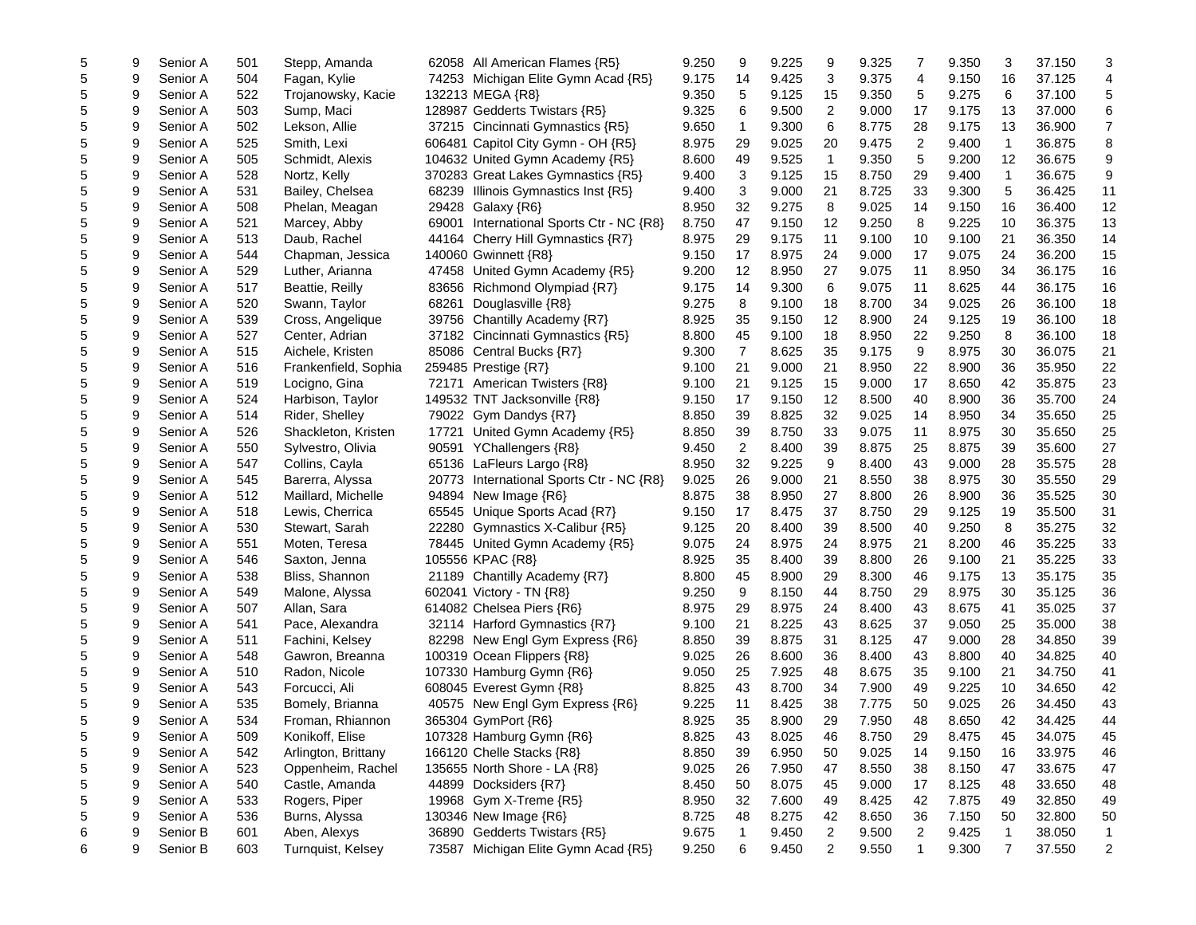| | | | | | | | | | | | | | | | | |
|---|---|---|---|---|---|---|---|---|---|---|---|---|---|---|---|---|
| 5 | 9 | Senior A | 501 | Stepp, Amanda | 62058 | All American Flames {R5} | 9.250 | 9 | 9.225 | 9 | 9.325 | 7 | 9.350 | 3 | 37.150 | 3 |
| 5 | 9 | Senior A | 504 | Fagan, Kylie | 74253 | Michigan Elite Gymn Acad {R5} | 9.175 | 14 | 9.425 | 3 | 9.375 | 4 | 9.150 | 16 | 37.125 | 4 |
| 5 | 9 | Senior A | 522 | Trojanowsky, Kacie | 132213 | MEGA {R8} | 9.350 | 5 | 9.125 | 15 | 9.350 | 5 | 9.275 | 6 | 37.100 | 5 |
| 5 | 9 | Senior A | 503 | Sump, Maci | 128987 | Gedderts Twistars {R5} | 9.325 | 6 | 9.500 | 2 | 9.000 | 17 | 9.175 | 13 | 37.000 | 6 |
| 5 | 9 | Senior A | 502 | Lekson, Allie | 37215 | Cincinnati Gymnastics {R5} | 9.650 | 1 | 9.300 | 6 | 8.775 | 28 | 9.175 | 13 | 36.900 | 7 |
| 5 | 9 | Senior A | 525 | Smith, Lexi | 606481 | Capitol City Gymn - OH {R5} | 8.975 | 29 | 9.025 | 20 | 9.475 | 2 | 9.400 | 1 | 36.875 | 8 |
| 5 | 9 | Senior A | 505 | Schmidt, Alexis | 104632 | United Gymn Academy {R5} | 8.600 | 49 | 9.525 | 1 | 9.350 | 5 | 9.200 | 12 | 36.675 | 9 |
| 5 | 9 | Senior A | 528 | Nortz, Kelly | 370283 | Great Lakes Gymnastics {R5} | 9.400 | 3 | 9.125 | 15 | 8.750 | 29 | 9.400 | 1 | 36.675 | 9 |
| 5 | 9 | Senior A | 531 | Bailey, Chelsea | 68239 | Illinois Gymnastics Inst {R5} | 9.400 | 3 | 9.000 | 21 | 8.725 | 33 | 9.300 | 5 | 36.425 | 11 |
| 5 | 9 | Senior A | 508 | Phelan, Meagan | 29428 | Galaxy {R6} | 8.950 | 32 | 9.275 | 8 | 9.025 | 14 | 9.150 | 16 | 36.400 | 12 |
| 5 | 9 | Senior A | 521 | Marcey, Abby | 69001 | International Sports Ctr - NC {R8} | 8.750 | 47 | 9.150 | 12 | 9.250 | 8 | 9.225 | 10 | 36.375 | 13 |
| 5 | 9 | Senior A | 513 | Daub, Rachel | 44164 | Cherry Hill Gymnastics {R7} | 8.975 | 29 | 9.175 | 11 | 9.100 | 10 | 9.100 | 21 | 36.350 | 14 |
| 5 | 9 | Senior A | 544 | Chapman, Jessica | 140060 | Gwinnett {R8} | 9.150 | 17 | 8.975 | 24 | 9.000 | 17 | 9.075 | 24 | 36.200 | 15 |
| 5 | 9 | Senior A | 529 | Luther, Arianna | 47458 | United Gymn Academy {R5} | 9.200 | 12 | 8.950 | 27 | 9.075 | 11 | 8.950 | 34 | 36.175 | 16 |
| 5 | 9 | Senior A | 517 | Beattie, Reilly | 83656 | Richmond Olympiad {R7} | 9.175 | 14 | 9.300 | 6 | 9.075 | 11 | 8.625 | 44 | 36.175 | 16 |
| 5 | 9 | Senior A | 520 | Swann, Taylor | 68261 | Douglasville {R8} | 9.275 | 8 | 9.100 | 18 | 8.700 | 34 | 9.025 | 26 | 36.100 | 18 |
| 5 | 9 | Senior A | 539 | Cross, Angelique | 39756 | Chantilly Academy {R7} | 8.925 | 35 | 9.150 | 12 | 8.900 | 24 | 9.125 | 19 | 36.100 | 18 |
| 5 | 9 | Senior A | 527 | Center, Adrian | 37182 | Cincinnati Gymnastics {R5} | 8.800 | 45 | 9.100 | 18 | 8.950 | 22 | 9.250 | 8 | 36.100 | 18 |
| 5 | 9 | Senior A | 515 | Aichele, Kristen | 85086 | Central Bucks {R7} | 9.300 | 7 | 8.625 | 35 | 9.175 | 9 | 8.975 | 30 | 36.075 | 21 |
| 5 | 9 | Senior A | 516 | Frankenfield, Sophia | 259485 | Prestige {R7} | 9.100 | 21 | 9.000 | 21 | 8.950 | 22 | 8.900 | 36 | 35.950 | 22 |
| 5 | 9 | Senior A | 519 | Locigno, Gina | 72171 | American Twisters {R8} | 9.100 | 21 | 9.125 | 15 | 9.000 | 17 | 8.650 | 42 | 35.875 | 23 |
| 5 | 9 | Senior A | 524 | Harbison, Taylor | 149532 | TNT Jacksonville {R8} | 9.150 | 17 | 9.150 | 12 | 8.500 | 40 | 8.900 | 36 | 35.700 | 24 |
| 5 | 9 | Senior A | 514 | Rider, Shelley | 79022 | Gym Dandys {R7} | 8.850 | 39 | 8.825 | 32 | 9.025 | 14 | 8.950 | 34 | 35.650 | 25 |
| 5 | 9 | Senior A | 526 | Shackleton, Kristen | 17721 | United Gymn Academy {R5} | 8.850 | 39 | 8.750 | 33 | 9.075 | 11 | 8.975 | 30 | 35.650 | 25 |
| 5 | 9 | Senior A | 550 | Sylvestro, Olivia | 90591 | YChallengers {R8} | 9.450 | 2 | 8.400 | 39 | 8.875 | 25 | 8.875 | 39 | 35.600 | 27 |
| 5 | 9 | Senior A | 547 | Collins, Cayla | 65136 | LaFleurs Largo {R8} | 8.950 | 32 | 9.225 | 9 | 8.400 | 43 | 9.000 | 28 | 35.575 | 28 |
| 5 | 9 | Senior A | 545 | Barerra, Alyssa | 20773 | International Sports Ctr - NC {R8} | 9.025 | 26 | 9.000 | 21 | 8.550 | 38 | 8.975 | 30 | 35.550 | 29 |
| 5 | 9 | Senior A | 512 | Maillard, Michelle | 94894 | New Image {R6} | 8.875 | 38 | 8.950 | 27 | 8.800 | 26 | 8.900 | 36 | 35.525 | 30 |
| 5 | 9 | Senior A | 518 | Lewis, Cherrica | 65545 | Unique Sports Acad {R7} | 9.150 | 17 | 8.475 | 37 | 8.750 | 29 | 9.125 | 19 | 35.500 | 31 |
| 5 | 9 | Senior A | 530 | Stewart, Sarah | 22280 | Gymnastics X-Calibur {R5} | 9.125 | 20 | 8.400 | 39 | 8.500 | 40 | 9.250 | 8 | 35.275 | 32 |
| 5 | 9 | Senior A | 551 | Moten, Teresa | 78445 | United Gymn Academy {R5} | 9.075 | 24 | 8.975 | 24 | 8.975 | 21 | 8.200 | 46 | 35.225 | 33 |
| 5 | 9 | Senior A | 546 | Saxton, Jenna | 105556 | KPAC {R8} | 8.925 | 35 | 8.400 | 39 | 8.800 | 26 | 9.100 | 21 | 35.225 | 33 |
| 5 | 9 | Senior A | 538 | Bliss, Shannon | 21189 | Chantilly Academy {R7} | 8.800 | 45 | 8.900 | 29 | 8.300 | 46 | 9.175 | 13 | 35.175 | 35 |
| 5 | 9 | Senior A | 549 | Malone, Alyssa | 602041 | Victory - TN {R8} | 9.250 | 9 | 8.150 | 44 | 8.750 | 29 | 8.975 | 30 | 35.125 | 36 |
| 5 | 9 | Senior A | 507 | Allan, Sara | 614082 | Chelsea Piers {R6} | 8.975 | 29 | 8.975 | 24 | 8.400 | 43 | 8.675 | 41 | 35.025 | 37 |
| 5 | 9 | Senior A | 541 | Pace, Alexandra | 32114 | Harford Gymnastics {R7} | 9.100 | 21 | 8.225 | 43 | 8.625 | 37 | 9.050 | 25 | 35.000 | 38 |
| 5 | 9 | Senior A | 511 | Fachini, Kelsey | 82298 | New Engl Gym Express {R6} | 8.850 | 39 | 8.875 | 31 | 8.125 | 47 | 9.000 | 28 | 34.850 | 39 |
| 5 | 9 | Senior A | 548 | Gawron, Breanna | 100319 | Ocean Flippers {R8} | 9.025 | 26 | 8.600 | 36 | 8.400 | 43 | 8.800 | 40 | 34.825 | 40 |
| 5 | 9 | Senior A | 510 | Radon, Nicole | 107330 | Hamburg Gymn {R6} | 9.050 | 25 | 7.925 | 48 | 8.675 | 35 | 9.100 | 21 | 34.750 | 41 |
| 5 | 9 | Senior A | 543 | Forcucci, Ali | 608045 | Everest Gymn {R8} | 8.825 | 43 | 8.700 | 34 | 7.900 | 49 | 9.225 | 10 | 34.650 | 42 |
| 5 | 9 | Senior A | 535 | Bomely, Brianna | 40575 | New Engl Gym Express {R6} | 9.225 | 11 | 8.425 | 38 | 7.775 | 50 | 9.025 | 26 | 34.450 | 43 |
| 5 | 9 | Senior A | 534 | Froman, Rhiannon | 365304 | GymPort {R6} | 8.925 | 35 | 8.900 | 29 | 7.950 | 48 | 8.650 | 42 | 34.425 | 44 |
| 5 | 9 | Senior A | 509 | Konikoff, Elise | 107328 | Hamburg Gymn {R6} | 8.825 | 43 | 8.025 | 46 | 8.750 | 29 | 8.475 | 45 | 34.075 | 45 |
| 5 | 9 | Senior A | 542 | Arlington, Brittany | 166120 | Chelle Stacks {R8} | 8.850 | 39 | 6.950 | 50 | 9.025 | 14 | 9.150 | 16 | 33.975 | 46 |
| 5 | 9 | Senior A | 523 | Oppenheim, Rachel | 135655 | North Shore - LA {R8} | 9.025 | 26 | 7.950 | 47 | 8.550 | 38 | 8.150 | 47 | 33.675 | 47 |
| 5 | 9 | Senior A | 540 | Castle, Amanda | 44899 | Docksiders {R7} | 8.450 | 50 | 8.075 | 45 | 9.000 | 17 | 8.125 | 48 | 33.650 | 48 |
| 5 | 9 | Senior A | 533 | Rogers, Piper | 19968 | Gym X-Treme {R5} | 8.950 | 32 | 7.600 | 49 | 8.425 | 42 | 7.875 | 49 | 32.850 | 49 |
| 5 | 9 | Senior A | 536 | Burns, Alyssa | 130346 | New Image {R6} | 8.725 | 48 | 8.275 | 42 | 8.650 | 36 | 7.150 | 50 | 32.800 | 50 |
| 6 | 9 | Senior B | 601 | Aben, Alexys | 36890 | Gedderts Twistars {R5} | 9.675 | 1 | 9.450 | 2 | 9.500 | 2 | 9.425 | 1 | 38.050 | 1 |
| 6 | 9 | Senior B | 603 | Turnquist, Kelsey | 73587 | Michigan Elite Gymn Acad {R5} | 9.250 | 6 | 9.450 | 2 | 9.550 | 1 | 9.300 | 7 | 37.550 | 2 |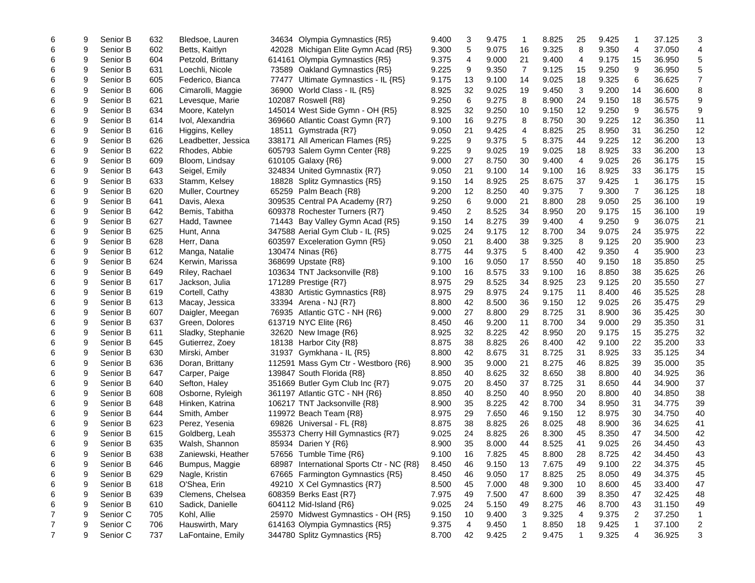| | | | | | | | | | | | | | | | |
|---|---|---|---|---|---|---|---|---|---|---|---|---|---|---|---|
| 6 | 9 | Senior B | 632 | Bledsoe, Lauren | 34634 Olympia Gymnastics {R5} | 9.400 | 3 | 9.475 | 1 | 8.825 | 25 | 9.425 | 1 | 37.125 | 3 |
| 6 | 9 | Senior B | 602 | Betts, Kaitlyn | 42028 Michigan Elite Gymn Acad {R5} | 9.300 | 5 | 9.075 | 16 | 9.325 | 8 | 9.350 | 4 | 37.050 | 4 |
| 6 | 9 | Senior B | 604 | Petzold, Brittany | 614161 Olympia Gymnastics {R5} | 9.375 | 4 | 9.000 | 21 | 9.400 | 4 | 9.175 | 15 | 36.950 | 5 |
| 6 | 9 | Senior B | 631 | Loechli, Nicole | 73589 Oakland Gymnastics {R5} | 9.225 | 9 | 9.350 | 7 | 9.125 | 15 | 9.250 | 9 | 36.950 | 5 |
| 6 | 9 | Senior B | 605 | Federico, Bianca | 77477 Ultimate Gymnastics - IL {R5} | 9.175 | 13 | 9.100 | 14 | 9.025 | 18 | 9.325 | 6 | 36.625 | 7 |
| 6 | 9 | Senior B | 606 | Cimarolli, Maggie | 36900 World Class - IL {R5} | 8.925 | 32 | 9.025 | 19 | 9.450 | 3 | 9.200 | 14 | 36.600 | 8 |
| 6 | 9 | Senior B | 621 | Levesque, Marie | 102087 Roswell {R8} | 9.250 | 6 | 9.275 | 8 | 8.900 | 24 | 9.150 | 18 | 36.575 | 9 |
| 6 | 9 | Senior B | 634 | Moore, Katelyn | 145014 West Side Gymn - OH {R5} | 8.925 | 32 | 9.250 | 10 | 9.150 | 12 | 9.250 | 9 | 36.575 | 9 |
| 6 | 9 | Senior B | 614 | Ivol, Alexandria | 369660 Atlantic Coast Gymn {R7} | 9.100 | 16 | 9.275 | 8 | 8.750 | 30 | 9.225 | 12 | 36.350 | 11 |
| 6 | 9 | Senior B | 616 | Higgins, Kelley | 18511 Gymstrada {R7} | 9.050 | 21 | 9.425 | 4 | 8.825 | 25 | 8.950 | 31 | 36.250 | 12 |
| 6 | 9 | Senior B | 626 | Leadbetter, Jessica | 338171 All American Flames {R5} | 9.225 | 9 | 9.375 | 5 | 8.375 | 44 | 9.225 | 12 | 36.200 | 13 |
| 6 | 9 | Senior B | 622 | Rhodes, Abbie | 605793 Salem Gymn Center {R8} | 9.225 | 9 | 9.025 | 19 | 9.025 | 18 | 8.925 | 33 | 36.200 | 13 |
| 6 | 9 | Senior B | 609 | Bloom, Lindsay | 610105 Galaxy {R6} | 9.000 | 27 | 8.750 | 30 | 9.400 | 4 | 9.025 | 26 | 36.175 | 15 |
| 6 | 9 | Senior B | 643 | Seigel, Emily | 324834 United Gymnastix {R7} | 9.050 | 21 | 9.100 | 14 | 9.100 | 16 | 8.925 | 33 | 36.175 | 15 |
| 6 | 9 | Senior B | 633 | Stamm, Kelsey | 18828 Splitz Gymnastics {R5} | 9.150 | 14 | 8.925 | 25 | 8.675 | 37 | 9.425 | 1 | 36.175 | 15 |
| 6 | 9 | Senior B | 620 | Muller, Courtney | 65259 Palm Beach {R8} | 9.200 | 12 | 8.250 | 40 | 9.375 | 7 | 9.300 | 7 | 36.125 | 18 |
| 6 | 9 | Senior B | 641 | Davis, Alexa | 309535 Central PA Academy {R7} | 9.250 | 6 | 9.000 | 21 | 8.800 | 28 | 9.050 | 25 | 36.100 | 19 |
| 6 | 9 | Senior B | 642 | Bemis, Tabitha | 609378 Rochester Turners {R7} | 9.450 | 2 | 8.525 | 34 | 8.950 | 20 | 9.175 | 15 | 36.100 | 19 |
| 6 | 9 | Senior B | 627 | Hadd, Tawnee | 71443 Bay Valley Gymn Acad {R5} | 9.150 | 14 | 8.275 | 39 | 9.400 | 4 | 9.250 | 9 | 36.075 | 21 |
| 6 | 9 | Senior B | 625 | Hunt, Anna | 347588 Aerial Gym Club - IL {R5} | 9.025 | 24 | 9.175 | 12 | 8.700 | 34 | 9.075 | 24 | 35.975 | 22 |
| 6 | 9 | Senior B | 628 | Herr, Dana | 603597 Exceleration Gymn {R5} | 9.050 | 21 | 8.400 | 38 | 9.325 | 8 | 9.125 | 20 | 35.900 | 23 |
| 6 | 9 | Senior B | 612 | Manga, Natalie | 130474 Ninas {R6} | 8.775 | 44 | 9.375 | 5 | 8.400 | 42 | 9.350 | 4 | 35.900 | 23 |
| 6 | 9 | Senior B | 624 | Kerwin, Marissa | 368699 Upstate {R8} | 9.100 | 16 | 9.050 | 17 | 8.550 | 40 | 9.150 | 18 | 35.850 | 25 |
| 6 | 9 | Senior B | 649 | Riley, Rachael | 103634 TNT Jacksonville {R8} | 9.100 | 16 | 8.575 | 33 | 9.100 | 16 | 8.850 | 38 | 35.625 | 26 |
| 6 | 9 | Senior B | 617 | Jackson, Julia | 171289 Prestige {R7} | 8.975 | 29 | 8.525 | 34 | 8.925 | 23 | 9.125 | 20 | 35.550 | 27 |
| 6 | 9 | Senior B | 619 | Cortell, Cathy | 43830 Artistic Gymnastics {R8} | 8.975 | 29 | 8.975 | 24 | 9.175 | 11 | 8.400 | 46 | 35.525 | 28 |
| 6 | 9 | Senior B | 613 | Macay, Jessica | 33394 Arena - NJ {R7} | 8.800 | 42 | 8.500 | 36 | 9.150 | 12 | 9.025 | 26 | 35.475 | 29 |
| 6 | 9 | Senior B | 607 | Daigler, Meegan | 76935 Atlantic GTC - NH {R6} | 9.000 | 27 | 8.800 | 29 | 8.725 | 31 | 8.900 | 36 | 35.425 | 30 |
| 6 | 9 | Senior B | 637 | Green, Dolores | 613719 NYC Elite {R6} | 8.450 | 46 | 9.200 | 11 | 8.700 | 34 | 9.000 | 29 | 35.350 | 31 |
| 6 | 9 | Senior B | 611 | Sladky, Stephanie | 32620 New Image {R6} | 8.925 | 32 | 8.225 | 42 | 8.950 | 20 | 9.175 | 15 | 35.275 | 32 |
| 6 | 9 | Senior B | 645 | Gutierrez, Zoey | 18138 Harbor City {R8} | 8.875 | 38 | 8.825 | 26 | 8.400 | 42 | 9.100 | 22 | 35.200 | 33 |
| 6 | 9 | Senior B | 630 | Mirski, Amber | 31937 Gymkhana - IL {R5} | 8.800 | 42 | 8.675 | 31 | 8.725 | 31 | 8.925 | 33 | 35.125 | 34 |
| 6 | 9 | Senior B | 636 | Doran, Brittany | 112591 Mass Gym Ctr - Westboro {R6} | 8.900 | 35 | 9.000 | 21 | 8.275 | 46 | 8.825 | 39 | 35.000 | 35 |
| 6 | 9 | Senior B | 647 | Carper, Paige | 139847 South Florida {R8} | 8.850 | 40 | 8.625 | 32 | 8.650 | 38 | 8.800 | 40 | 34.925 | 36 |
| 6 | 9 | Senior B | 640 | Sefton, Haley | 351669 Butler Gym Club Inc {R7} | 9.075 | 20 | 8.450 | 37 | 8.725 | 31 | 8.650 | 44 | 34.900 | 37 |
| 6 | 9 | Senior B | 608 | Osborne, Ryleigh | 361197 Atlantic GTC - NH {R6} | 8.850 | 40 | 8.250 | 40 | 8.950 | 20 | 8.800 | 40 | 34.850 | 38 |
| 6 | 9 | Senior B | 648 | Hinken, Katrina | 106217 TNT Jacksonville {R8} | 8.900 | 35 | 8.225 | 42 | 8.700 | 34 | 8.950 | 31 | 34.775 | 39 |
| 6 | 9 | Senior B | 644 | Smith, Amber | 119972 Beach Team {R8} | 8.975 | 29 | 7.650 | 46 | 9.150 | 12 | 8.975 | 30 | 34.750 | 40 |
| 6 | 9 | Senior B | 623 | Perez, Yesenia | 69826 Universal - FL {R8} | 8.875 | 38 | 8.825 | 26 | 8.025 | 48 | 8.900 | 36 | 34.625 | 41 |
| 6 | 9 | Senior B | 615 | Goldberg, Leah | 355373 Cherry Hill Gymnastics {R7} | 9.025 | 24 | 8.825 | 26 | 8.300 | 45 | 8.350 | 47 | 34.500 | 42 |
| 6 | 9 | Senior B | 635 | Walsh, Shannon | 85934 Darien Y {R6} | 8.900 | 35 | 8.000 | 44 | 8.525 | 41 | 9.025 | 26 | 34.450 | 43 |
| 6 | 9 | Senior B | 638 | Zaniewski, Heather | 57656 Tumble Time {R6} | 9.100 | 16 | 7.825 | 45 | 8.800 | 28 | 8.725 | 42 | 34.450 | 43 |
| 6 | 9 | Senior B | 646 | Bumpus, Maggie | 68987 International Sports Ctr - NC {R8} | 8.450 | 46 | 9.150 | 13 | 7.675 | 49 | 9.100 | 22 | 34.375 | 45 |
| 6 | 9 | Senior B | 629 | Nagle, Kristin | 67665 Farmington Gymnastics {R5} | 8.450 | 46 | 9.050 | 17 | 8.825 | 25 | 8.050 | 49 | 34.375 | 45 |
| 6 | 9 | Senior B | 618 | O'Shea, Erin | 49210 X Cel Gymnastics {R7} | 8.500 | 45 | 7.000 | 48 | 9.300 | 10 | 8.600 | 45 | 33.400 | 47 |
| 6 | 9 | Senior B | 639 | Clemens, Chelsea | 608359 Berks East {R7} | 7.975 | 49 | 7.500 | 47 | 8.600 | 39 | 8.350 | 47 | 32.425 | 48 |
| 6 | 9 | Senior B | 610 | Sadick, Danielle | 604112 Mid-Island {R6} | 9.025 | 24 | 5.150 | 49 | 8.275 | 46 | 8.700 | 43 | 31.150 | 49 |
| 7 | 9 | Senior C | 705 | Kohl, Allie | 25970 Midwest Gymnastics - OH {R5} | 9.150 | 10 | 9.400 | 3 | 9.325 | 4 | 9.375 | 2 | 37.250 | 1 |
| 7 | 9 | Senior C | 706 | Hauswirth, Mary | 614163 Olympia Gymnastics {R5} | 9.375 | 4 | 9.450 | 1 | 8.850 | 18 | 9.425 | 1 | 37.100 | 2 |
| 7 | 9 | Senior C | 737 | LaFontaine, Emily | 344780 Splitz Gymnastics {R5} | 8.700 | 42 | 9.425 | 2 | 9.475 | 1 | 9.325 | 4 | 36.925 | 3 |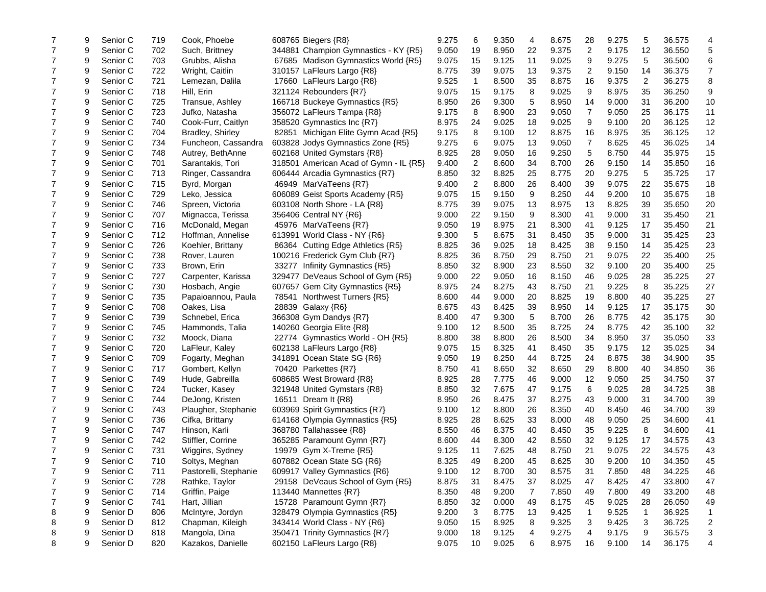| | | | | | | | | | | | | | | | | |
|---|---|---|---|---|---|---|---|---|---|---|---|---|---|---|---|---|
| 7 | 9 | Senior C | 719 | Cook, Phoebe | 608765 Biegers {R8} | 9.275 | 6 | 9.350 | 4 | 8.675 | 28 | 9.275 | 5 | 36.575 | 4 |
| 7 | 9 | Senior C | 702 | Such, Brittney | 344881 Champion Gymnastics - KY {R5} | 9.050 | 19 | 8.950 | 22 | 9.375 | 2 | 9.175 | 12 | 36.550 | 5 |
| 7 | 9 | Senior C | 703 | Grubbs, Alisha | 67685 Madison Gymnastics World {R5} | 9.075 | 15 | 9.125 | 11 | 9.025 | 9 | 9.275 | 5 | 36.500 | 6 |
| 7 | 9 | Senior C | 722 | Wright, Caitlin | 310157 LaFleurs Largo {R8} | 8.775 | 39 | 9.075 | 13 | 9.375 | 2 | 9.150 | 14 | 36.375 | 7 |
| 7 | 9 | Senior C | 721 | Lemezan, Dalila | 17660 LaFleurs Largo {R8} | 9.525 | 1 | 8.500 | 35 | 8.875 | 16 | 9.375 | 2 | 36.275 | 8 |
| 7 | 9 | Senior C | 718 | Hill, Erin | 321124 Rebounders {R7} | 9.075 | 15 | 9.175 | 8 | 9.025 | 9 | 8.975 | 35 | 36.250 | 9 |
| 7 | 9 | Senior C | 725 | Transue, Ashley | 166718 Buckeye Gymnastics {R5} | 8.950 | 26 | 9.300 | 5 | 8.950 | 14 | 9.000 | 31 | 36.200 | 10 |
| 7 | 9 | Senior C | 723 | Jufko, Natasha | 356072 LaFleurs Tampa {R8} | 9.175 | 8 | 8.900 | 23 | 9.050 | 7 | 9.050 | 25 | 36.175 | 11 |
| 7 | 9 | Senior C | 740 | Cook-Furr, Caitlyn | 358520 Gymnastics Inc {R7} | 8.975 | 24 | 9.025 | 18 | 9.025 | 9 | 9.100 | 20 | 36.125 | 12 |
| 7 | 9 | Senior C | 704 | Bradley, Shirley | 82851 Michigan Elite Gymn Acad {R5} | 9.175 | 8 | 9.100 | 12 | 8.875 | 16 | 8.975 | 35 | 36.125 | 12 |
| 7 | 9 | Senior C | 734 | Funcheon, Cassandra | 603828 Jodys Gymnastics Zone {R5} | 9.275 | 6 | 9.075 | 13 | 9.050 | 7 | 8.625 | 45 | 36.025 | 14 |
| 7 | 9 | Senior C | 748 | Autrey, BethAnne | 602168 United Gymstars {R8} | 8.925 | 28 | 9.050 | 16 | 9.250 | 5 | 8.750 | 44 | 35.975 | 15 |
| 7 | 9 | Senior C | 701 | Sarantakis, Tori | 318501 American Acad of Gymn - IL {R5} | 9.400 | 2 | 8.600 | 34 | 8.700 | 26 | 9.150 | 14 | 35.850 | 16 |
| 7 | 9 | Senior C | 713 | Ringer, Cassandra | 606444 Arcadia Gymnastics {R7} | 8.850 | 32 | 8.825 | 25 | 8.775 | 20 | 9.275 | 5 | 35.725 | 17 |
| 7 | 9 | Senior C | 715 | Byrd, Morgan | 46949 MarVaTeens {R7} | 9.400 | 2 | 8.800 | 26 | 8.400 | 39 | 9.075 | 22 | 35.675 | 18 |
| 7 | 9 | Senior C | 729 | Leko, Jessica | 606089 Geist Sports Academy {R5} | 9.075 | 15 | 9.150 | 9 | 8.250 | 44 | 9.200 | 10 | 35.675 | 18 |
| 7 | 9 | Senior C | 746 | Spreen, Victoria | 603108 North Shore - LA {R8} | 8.775 | 39 | 9.075 | 13 | 8.975 | 13 | 8.825 | 39 | 35.650 | 20 |
| 7 | 9 | Senior C | 707 | Mignacca, Terissa | 356406 Central NY {R6} | 9.000 | 22 | 9.150 | 9 | 8.300 | 41 | 9.000 | 31 | 35.450 | 21 |
| 7 | 9 | Senior C | 716 | McDonald, Megan | 45976 MarVaTeens {R7} | 9.050 | 19 | 8.975 | 21 | 8.300 | 41 | 9.125 | 17 | 35.450 | 21 |
| 7 | 9 | Senior C | 712 | Hoffman, Annelise | 613991 World Class - NY {R6} | 9.300 | 5 | 8.675 | 31 | 8.450 | 35 | 9.000 | 31 | 35.425 | 23 |
| 7 | 9 | Senior C | 726 | Koehler, Brittany | 86364 Cutting Edge Athletics {R5} | 8.825 | 36 | 9.025 | 18 | 8.425 | 38 | 9.150 | 14 | 35.425 | 23 |
| 7 | 9 | Senior C | 738 | Rover, Lauren | 100216 Frederick Gym Club {R7} | 8.825 | 36 | 8.750 | 29 | 8.750 | 21 | 9.075 | 22 | 35.400 | 25 |
| 7 | 9 | Senior C | 733 | Brown, Erin | 33277 Infinity Gymnastics {R5} | 8.850 | 32 | 8.900 | 23 | 8.550 | 32 | 9.100 | 20 | 35.400 | 25 |
| 7 | 9 | Senior C | 727 | Carpenter, Karissa | 329477 DeVeaus School of Gym {R5} | 9.000 | 22 | 9.050 | 16 | 8.150 | 46 | 9.025 | 28 | 35.225 | 27 |
| 7 | 9 | Senior C | 730 | Hosbach, Angie | 607657 Gem City Gymnastics {R5} | 8.975 | 24 | 8.275 | 43 | 8.750 | 21 | 9.225 | 8 | 35.225 | 27 |
| 7 | 9 | Senior C | 735 | Papaioannou, Paula | 78541 Northwest Turners {R5} | 8.600 | 44 | 9.000 | 20 | 8.825 | 19 | 8.800 | 40 | 35.225 | 27 |
| 7 | 9 | Senior C | 708 | Oakes, Lisa | 28839 Galaxy {R6} | 8.675 | 43 | 8.425 | 39 | 8.950 | 14 | 9.125 | 17 | 35.175 | 30 |
| 7 | 9 | Senior C | 739 | Schnebel, Erica | 366308 Gym Dandys {R7} | 8.400 | 47 | 9.300 | 5 | 8.700 | 26 | 8.775 | 42 | 35.175 | 30 |
| 7 | 9 | Senior C | 745 | Hammonds, Talia | 140260 Georgia Elite {R8} | 9.100 | 12 | 8.500 | 35 | 8.725 | 24 | 8.775 | 42 | 35.100 | 32 |
| 7 | 9 | Senior C | 732 | Moock, Diana | 22774 Gymnastics World - OH {R5} | 8.800 | 38 | 8.800 | 26 | 8.500 | 34 | 8.950 | 37 | 35.050 | 33 |
| 7 | 9 | Senior C | 720 | LaFleur, Kaley | 602138 LaFleurs Largo {R8} | 9.075 | 15 | 8.325 | 41 | 8.450 | 35 | 9.175 | 12 | 35.025 | 34 |
| 7 | 9 | Senior C | 709 | Fogarty, Meghan | 341891 Ocean State SG {R6} | 9.050 | 19 | 8.250 | 44 | 8.725 | 24 | 8.875 | 38 | 34.900 | 35 |
| 7 | 9 | Senior C | 717 | Gombert, Kellyn | 70420 Parkettes {R7} | 8.750 | 41 | 8.650 | 32 | 8.650 | 29 | 8.800 | 40 | 34.850 | 36 |
| 7 | 9 | Senior C | 749 | Hude, Gabreilla | 608685 West Broward {R8} | 8.925 | 28 | 7.775 | 46 | 9.000 | 12 | 9.050 | 25 | 34.750 | 37 |
| 7 | 9 | Senior C | 724 | Tucker, Kasey | 321948 United Gymstars {R8} | 8.850 | 32 | 7.675 | 47 | 9.175 | 6 | 9.025 | 28 | 34.725 | 38 |
| 7 | 9 | Senior C | 744 | DeJong, Kristen | 16511 Dream It {R8} | 8.950 | 26 | 8.475 | 37 | 8.275 | 43 | 9.000 | 31 | 34.700 | 39 |
| 7 | 9 | Senior C | 743 | Plaugher, Stephanie | 603969 Spirit Gymnastics {R7} | 9.100 | 12 | 8.800 | 26 | 8.350 | 40 | 8.450 | 46 | 34.700 | 39 |
| 7 | 9 | Senior C | 736 | Cifka, Brittany | 614168 Olympia Gymnastics {R5} | 8.925 | 28 | 8.625 | 33 | 8.000 | 48 | 9.050 | 25 | 34.600 | 41 |
| 7 | 9 | Senior C | 747 | Hinson, Karli | 368780 Tallahassee {R8} | 8.550 | 46 | 8.375 | 40 | 8.450 | 35 | 9.225 | 8 | 34.600 | 41 |
| 7 | 9 | Senior C | 742 | Stiffler, Corrine | 365285 Paramount Gymn {R7} | 8.600 | 44 | 8.300 | 42 | 8.550 | 32 | 9.125 | 17 | 34.575 | 43 |
| 7 | 9 | Senior C | 731 | Wiggins, Sydney | 19979 Gym X-Treme {R5} | 9.125 | 11 | 7.625 | 48 | 8.750 | 21 | 9.075 | 22 | 34.575 | 43 |
| 7 | 9 | Senior C | 710 | Soltys, Meghan | 607882 Ocean State SG {R6} | 8.325 | 49 | 8.200 | 45 | 8.625 | 30 | 9.200 | 10 | 34.350 | 45 |
| 7 | 9 | Senior C | 711 | Pastorelli, Stephanie | 609917 Valley Gymnastics {R6} | 9.100 | 12 | 8.700 | 30 | 8.575 | 31 | 7.850 | 48 | 34.225 | 46 |
| 7 | 9 | Senior C | 728 | Rathke, Taylor | 29158 DeVeaus School of Gym {R5} | 8.875 | 31 | 8.475 | 37 | 8.025 | 47 | 8.425 | 47 | 33.800 | 47 |
| 7 | 9 | Senior C | 714 | Griffin, Paige | 113440 Mannettes {R7} | 8.350 | 48 | 9.200 | 7 | 7.850 | 49 | 7.800 | 49 | 33.200 | 48 |
| 7 | 9 | Senior C | 741 | Hart, Jillian | 15728 Paramount Gymn {R7} | 8.850 | 32 | 0.000 | 49 | 8.175 | 45 | 9.025 | 28 | 26.050 | 49 |
| 8 | 9 | Senior D | 806 | McIntyre, Jordyn | 328479 Olympia Gymnastics {R5} | 9.200 | 3 | 8.775 | 13 | 9.425 | 1 | 9.525 | 1 | 36.925 | 1 |
| 8 | 9 | Senior D | 812 | Chapman, Kileigh | 343414 World Class - NY {R6} | 9.050 | 15 | 8.925 | 8 | 9.325 | 3 | 9.425 | 3 | 36.725 | 2 |
| 8 | 9 | Senior D | 818 | Mangola, Dina | 350471 Trinity Gymnastics {R7} | 9.000 | 18 | 9.125 | 4 | 9.275 | 4 | 9.175 | 9 | 36.575 | 3 |
| 8 | 9 | Senior D | 820 | Kazakos, Danielle | 602150 LaFleurs Largo {R8} | 9.075 | 10 | 9.025 | 6 | 8.975 | 16 | 9.100 | 14 | 36.175 | 4 |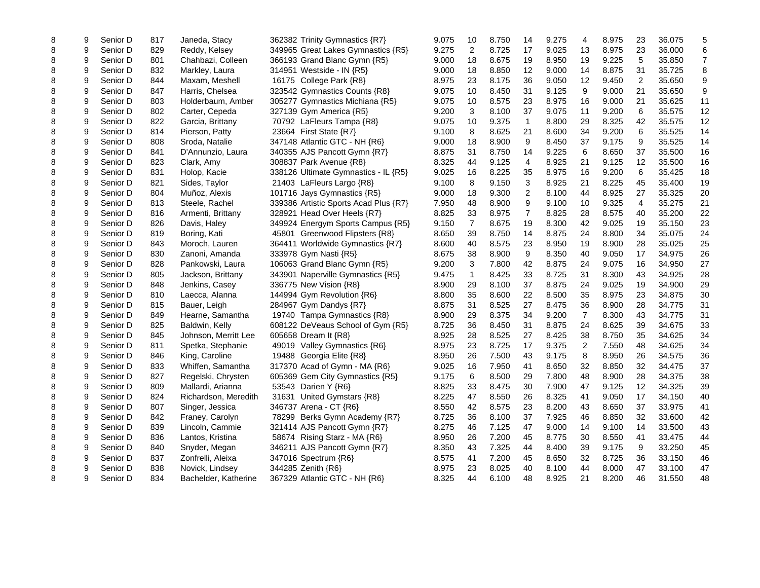| | | | | | | | | | | | | | | | | |
|---|---|---|---|---|---|---|---|---|---|---|---|---|---|---|---|---|
| 8 | 9 | Senior D | 817 | Janeda, Stacy | 362382 Trinity Gymnastics {R7} | 9.075 | 10 | 8.750 | 14 | 9.275 | 4 | 8.975 | 23 | 36.075 | 5 |
| 8 | 9 | Senior D | 829 | Reddy, Kelsey | 349965 Great Lakes Gymnastics {R5} | 9.275 | 2 | 8.725 | 17 | 9.025 | 13 | 8.975 | 23 | 36.000 | 6 |
| 8 | 9 | Senior D | 801 | Chahbazi, Colleen | 366193 Grand Blanc Gymn {R5} | 9.000 | 18 | 8.675 | 19 | 8.950 | 19 | 9.225 | 5 | 35.850 | 7 |
| 8 | 9 | Senior D | 832 | Markley, Laura | 314951 Westside - IN {R5} | 9.000 | 18 | 8.850 | 12 | 9.000 | 14 | 8.875 | 31 | 35.725 | 8 |
| 8 | 9 | Senior D | 844 | Maxam, Meshell | 16175 College Park {R8} | 8.975 | 23 | 8.175 | 36 | 9.050 | 12 | 9.450 | 2 | 35.650 | 9 |
| 8 | 9 | Senior D | 847 | Harris, Chelsea | 323542 Gymnastics Counts {R8} | 9.075 | 10 | 8.450 | 31 | 9.125 | 9 | 9.000 | 21 | 35.650 | 9 |
| 8 | 9 | Senior D | 803 | Holderbaum, Amber | 305277 Gymnastics Michiana {R5} | 9.075 | 10 | 8.575 | 23 | 8.975 | 16 | 9.000 | 21 | 35.625 | 11 |
| 8 | 9 | Senior D | 802 | Carter, Cepeda | 327139 Gym America {R5} | 9.200 | 3 | 8.100 | 37 | 9.075 | 11 | 9.200 | 6 | 35.575 | 12 |
| 8 | 9 | Senior D | 822 | Garcia, Brittany | 70792 LaFleurs Tampa {R8} | 9.075 | 10 | 9.375 | 1 | 8.800 | 29 | 8.325 | 42 | 35.575 | 12 |
| 8 | 9 | Senior D | 814 | Pierson, Patty | 23664 First State {R7} | 9.100 | 8 | 8.625 | 21 | 8.600 | 34 | 9.200 | 6 | 35.525 | 14 |
| 8 | 9 | Senior D | 808 | Sroda, Natalie | 347148 Atlantic GTC - NH {R6} | 9.000 | 18 | 8.900 | 9 | 8.450 | 37 | 9.175 | 9 | 35.525 | 14 |
| 8 | 9 | Senior D | 841 | D'Annunzio, Laura | 340355 AJS Pancott Gymn {R7} | 8.875 | 31 | 8.750 | 14 | 9.225 | 6 | 8.650 | 37 | 35.500 | 16 |
| 8 | 9 | Senior D | 823 | Clark, Amy | 308837 Park Avenue {R8} | 8.325 | 44 | 9.125 | 4 | 8.925 | 21 | 9.125 | 12 | 35.500 | 16 |
| 8 | 9 | Senior D | 831 | Holop, Kacie | 338126 Ultimate Gymnastics - IL {R5} | 9.025 | 16 | 8.225 | 35 | 8.975 | 16 | 9.200 | 6 | 35.425 | 18 |
| 8 | 9 | Senior D | 821 | Sides, Taylor | 21403 LaFleurs Largo {R8} | 9.100 | 8 | 9.150 | 3 | 8.925 | 21 | 8.225 | 45 | 35.400 | 19 |
| 8 | 9 | Senior D | 804 | Muñoz, Alexis | 101716 Jays Gymnastics {R5} | 9.000 | 18 | 9.300 | 2 | 8.100 | 44 | 8.925 | 27 | 35.325 | 20 |
| 8 | 9 | Senior D | 813 | Steele, Rachel | 339386 Artistic Sports Acad Plus {R7} | 7.950 | 48 | 8.900 | 9 | 9.100 | 10 | 9.325 | 4 | 35.275 | 21 |
| 8 | 9 | Senior D | 816 | Armenti, Brittany | 328921 Head Over Heels {R7} | 8.825 | 33 | 8.975 | 7 | 8.825 | 28 | 8.575 | 40 | 35.200 | 22 |
| 8 | 9 | Senior D | 826 | Davis, Haley | 349924 Energym Sports Campus {R5} | 9.150 | 7 | 8.675 | 19 | 8.300 | 42 | 9.025 | 19 | 35.150 | 23 |
| 8 | 9 | Senior D | 819 | Boring, Kati | 45801 Greenwood Flipsters {R8} | 8.650 | 39 | 8.750 | 14 | 8.875 | 24 | 8.800 | 34 | 35.075 | 24 |
| 8 | 9 | Senior D | 843 | Moroch, Lauren | 364411 Worldwide Gymnastics {R7} | 8.600 | 40 | 8.575 | 23 | 8.950 | 19 | 8.900 | 28 | 35.025 | 25 |
| 8 | 9 | Senior D | 830 | Zanoni, Amanda | 333978 Gym Nasti {R5} | 8.675 | 38 | 8.900 | 9 | 8.350 | 40 | 9.050 | 17 | 34.975 | 26 |
| 8 | 9 | Senior D | 828 | Pankowski, Laura | 106063 Grand Blanc Gymn {R5} | 9.200 | 3 | 7.800 | 42 | 8.875 | 24 | 9.075 | 16 | 34.950 | 27 |
| 8 | 9 | Senior D | 805 | Jackson, Brittany | 343901 Naperville Gymnastics {R5} | 9.475 | 1 | 8.425 | 33 | 8.725 | 31 | 8.300 | 43 | 34.925 | 28 |
| 8 | 9 | Senior D | 848 | Jenkins, Casey | 336775 New Vision {R8} | 8.900 | 29 | 8.100 | 37 | 8.875 | 24 | 9.025 | 19 | 34.900 | 29 |
| 8 | 9 | Senior D | 810 | Laecca, Alanna | 144994 Gym Revolution {R6} | 8.800 | 35 | 8.600 | 22 | 8.500 | 35 | 8.975 | 23 | 34.875 | 30 |
| 8 | 9 | Senior D | 815 | Bauer, Leigh | 284967 Gym Dandys {R7} | 8.875 | 31 | 8.525 | 27 | 8.475 | 36 | 8.900 | 28 | 34.775 | 31 |
| 8 | 9 | Senior D | 849 | Hearne, Samantha | 19740 Tampa Gymnastics {R8} | 8.900 | 29 | 8.375 | 34 | 9.200 | 7 | 8.300 | 43 | 34.775 | 31 |
| 8 | 9 | Senior D | 825 | Baldwin, Kelly | 608122 DeVeaus School of Gym {R5} | 8.725 | 36 | 8.450 | 31 | 8.875 | 24 | 8.625 | 39 | 34.675 | 33 |
| 8 | 9 | Senior D | 845 | Johnson, Merritt Lee | 605658 Dream It {R8} | 8.925 | 28 | 8.525 | 27 | 8.425 | 38 | 8.750 | 35 | 34.625 | 34 |
| 8 | 9 | Senior D | 811 | Spetka, Stephanie | 49019 Valley Gymnastics {R6} | 8.975 | 23 | 8.725 | 17 | 9.375 | 2 | 7.550 | 48 | 34.625 | 34 |
| 8 | 9 | Senior D | 846 | King, Caroline | 19488 Georgia Elite {R8} | 8.950 | 26 | 7.500 | 43 | 9.175 | 8 | 8.950 | 26 | 34.575 | 36 |
| 8 | 9 | Senior D | 833 | Whiffen, Samantha | 317370 Acad of Gymn - MA {R6} | 9.025 | 16 | 7.950 | 41 | 8.650 | 32 | 8.850 | 32 | 34.475 | 37 |
| 8 | 9 | Senior D | 827 | Regelski, Chrysten | 605369 Gem City Gymnastics {R5} | 9.175 | 6 | 8.500 | 29 | 7.800 | 48 | 8.900 | 28 | 34.375 | 38 |
| 8 | 9 | Senior D | 809 | Mallardi, Arianna | 53543 Darien Y {R6} | 8.825 | 33 | 8.475 | 30 | 7.900 | 47 | 9.125 | 12 | 34.325 | 39 |
| 8 | 9 | Senior D | 824 | Richardson, Meredith | 31631 United Gymstars {R8} | 8.225 | 47 | 8.550 | 26 | 8.325 | 41 | 9.050 | 17 | 34.150 | 40 |
| 8 | 9 | Senior D | 807 | Singer, Jessica | 346737 Arena - CT {R6} | 8.550 | 42 | 8.575 | 23 | 8.200 | 43 | 8.650 | 37 | 33.975 | 41 |
| 8 | 9 | Senior D | 842 | Franey, Carolyn | 78299 Berks Gymn Academy {R7} | 8.725 | 36 | 8.100 | 37 | 7.925 | 46 | 8.850 | 32 | 33.600 | 42 |
| 8 | 9 | Senior D | 839 | Lincoln, Cammie | 321414 AJS Pancott Gymn {R7} | 8.275 | 46 | 7.125 | 47 | 9.000 | 14 | 9.100 | 14 | 33.500 | 43 |
| 8 | 9 | Senior D | 836 | Lantos, Kristina | 58674 Rising Starz - MA {R6} | 8.950 | 26 | 7.200 | 45 | 8.775 | 30 | 8.550 | 41 | 33.475 | 44 |
| 8 | 9 | Senior D | 840 | Snyder, Megan | 346211 AJS Pancott Gymn {R7} | 8.350 | 43 | 7.325 | 44 | 8.400 | 39 | 9.175 | 9 | 33.250 | 45 |
| 8 | 9 | Senior D | 837 | Zonfrelli, Aleixa | 347016 Spectrum {R6} | 8.575 | 41 | 7.200 | 45 | 8.650 | 32 | 8.725 | 36 | 33.150 | 46 |
| 8 | 9 | Senior D | 838 | Novick, Lindsey | 344285 Zenith {R6} | 8.975 | 23 | 8.025 | 40 | 8.100 | 44 | 8.000 | 47 | 33.100 | 47 |
| 8 | 9 | Senior D | 834 | Bachelder, Katherine | 367329 Atlantic GTC - NH {R6} | 8.325 | 44 | 6.100 | 48 | 8.925 | 21 | 8.200 | 46 | 31.550 | 48 |